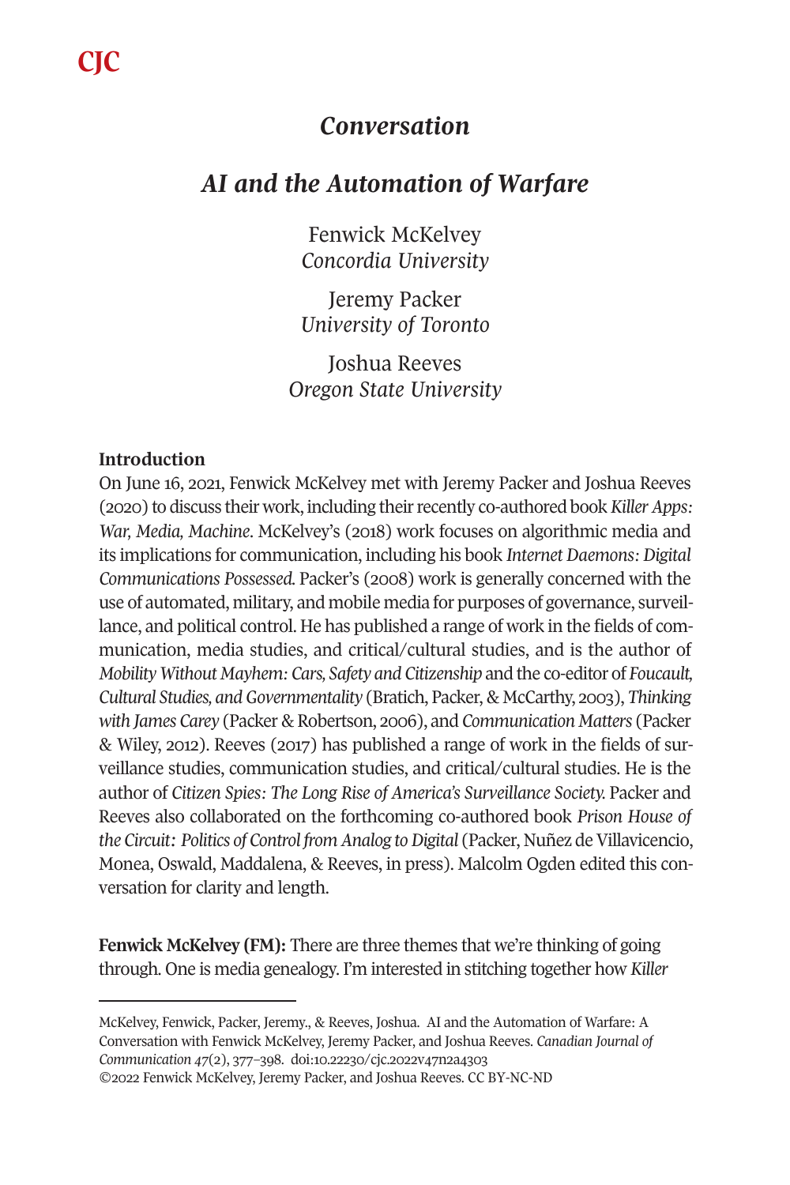# Conversation

## AI and the Automation of Warfare

Fenwick McKelvey
*Concordia University*

Jeremy Packer
*University of Toronto*

Joshua Reeves
*Oregon State University*

### Introduction

On June 16, 2021, Fenwick McKelvey met with Jeremy Packer and Joshua Reeves (2020) to discuss their work, including their recently co-authored book *Killer Apps: War, Media, Machine*. McKelvey's (2018) work focuses on algorithmic media and its implications for communication, including his book *Internet Daemons: Digital Communications Possessed.* Packer's (2008) work is generally concerned with the use of automated, military, and mobile media for purposes of governance, surveillance, and political control. He has published a range of work in the fields of communication, media studies, and critical/cultural studies, and is the author of *Mobility Without Mayhem: Cars, Safety and Citizenship* and the co-editor of *Foucault, Cultural Studies, and Governmentality* (Bratich, Packer, & McCarthy, 2003), *Thinking with James Carey* (Packer & Robertson, 2006), and *Communication Matters* (Packer & Wiley, 2012). Reeves (2017) has published a range of work in the fields of surveillance studies, communication studies, and critical/cultural studies. He is the author of *Citizen Spies: The Long Rise of America's Surveillance Society.* Packer and Reeves also collaborated on the forthcoming co-authored book *Prison House of the Circuit: Politics of Control from Analog to Digital* (Packer, Nuñez de Villavicencio, Monea, Oswald, Maddalena, & Reeves, in press). Malcolm Ogden edited this conversation for clarity and length.

**Fenwick McKelvey (FM):** There are three themes that we're thinking of going through. One is media genealogy. I'm interested in stitching together how *Killer*

---

McKelvey, Fenwick, Packer, Jeremy., & Reeves, Joshua. AI and the Automation of Warfare: A Conversation with Fenwick McKelvey, Jeremy Packer, and Joshua Reeves. *Canadian Journal of Communication 47*(2), 377–398. doi:10.22230/cjc.2022v47n2a4303
©2022 Fenwick McKelvey, Jeremy Packer, and Joshua Reeves. CC BY-NC-ND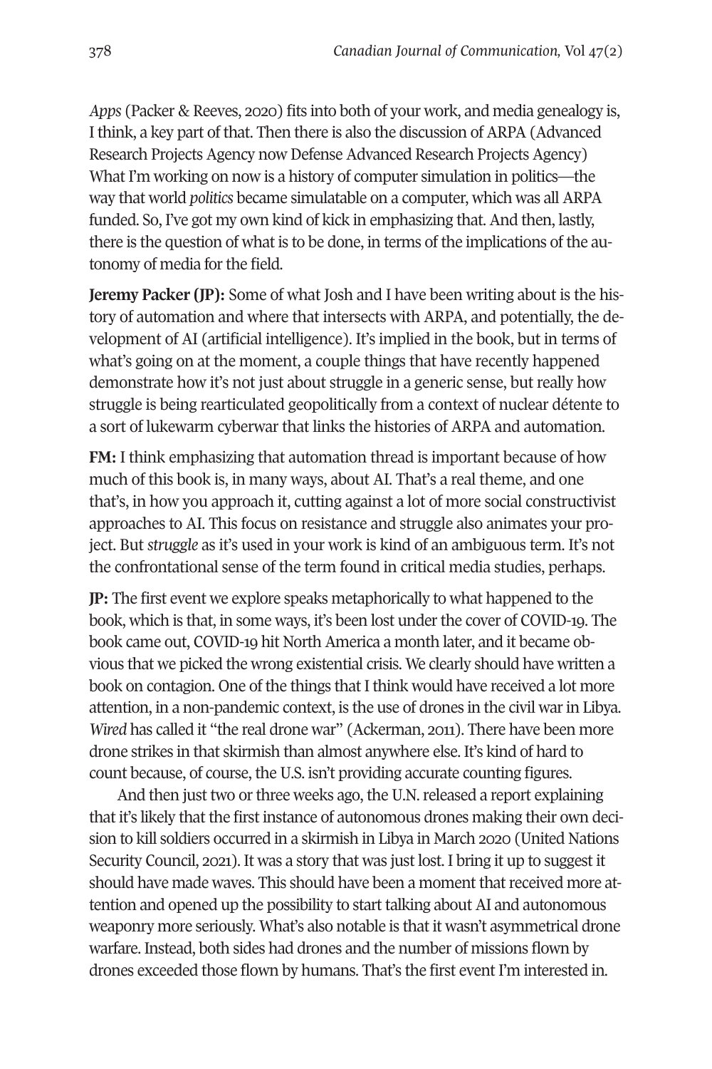*Apps* (Packer & Reeves, 2020) fits into both of your work, and media genealogy is, I think, a key part of that. Then there is also the discussion of ARPA (Advanced Research Projects Agency now Defense Advanced Research Projects Agency) What I'm working on now is a history of computer simulation in politics—the way that world *politics* became simulatable on a computer, which was all ARPA funded. So, I've got my own kind of kick in emphasizing that. And then, lastly, there is the question of what is to be done, in terms of the implications of the autonomy of media for the field.

**Jeremy Packer (JP):** Some of what Josh and I have been writing about is the history of automation and where that intersects with ARPA, and potentially, the development of AI (artificial intelligence). It's implied in the book, but in terms of what's going on at the moment, a couple things that have recently happened demonstrate how it's not just about struggle in a generic sense, but really how struggle is being rearticulated geopolitically from a context of nuclear détente to a sort of lukewarm cyberwar that links the histories of ARPA and automation.

**FM:** I think emphasizing that automation thread is important because of how much of this book is, in many ways, about AI. That's a real theme, and one that's, in how you approach it, cutting against a lot of more social constructivist approaches to AI. This focus on resistance and struggle also animates your project. But *struggle* as it's used in your work is kind of an ambiguous term. It's not the confrontational sense of the term found in critical media studies, perhaps.

**JP:** The first event we explore speaks metaphorically to what happened to the book, which is that, in some ways, it's been lost under the cover of COVID-19. The book came out, COVID-19 hit North America a month later, and it became obvious that we picked the wrong existential crisis. We clearly should have written a book on contagion. One of the things that I think would have received a lot more attention, in a non-pandemic context, is the use of drones in the civil war in Libya. *Wired* has called it "the real drone war" (Ackerman, 2011). There have been more drone strikes in that skirmish than almost anywhere else. It's kind of hard to count because, of course, the U.S. isn't providing accurate counting figures.

And then just two or three weeks ago, the U.N. released a report explaining that it's likely that the first instance of autonomous drones making their own decision to kill soldiers occurred in a skirmish in Libya in March 2020 (United Nations Security Council, 2021). It was a story that was just lost. I bring it up to suggest it should have made waves. This should have been a moment that received more attention and opened up the possibility to start talking about AI and autonomous weaponry more seriously. What's also notable is that it wasn't asymmetrical drone warfare. Instead, both sides had drones and the number of missions flown by drones exceeded those flown by humans. That's the first event I'm interested in.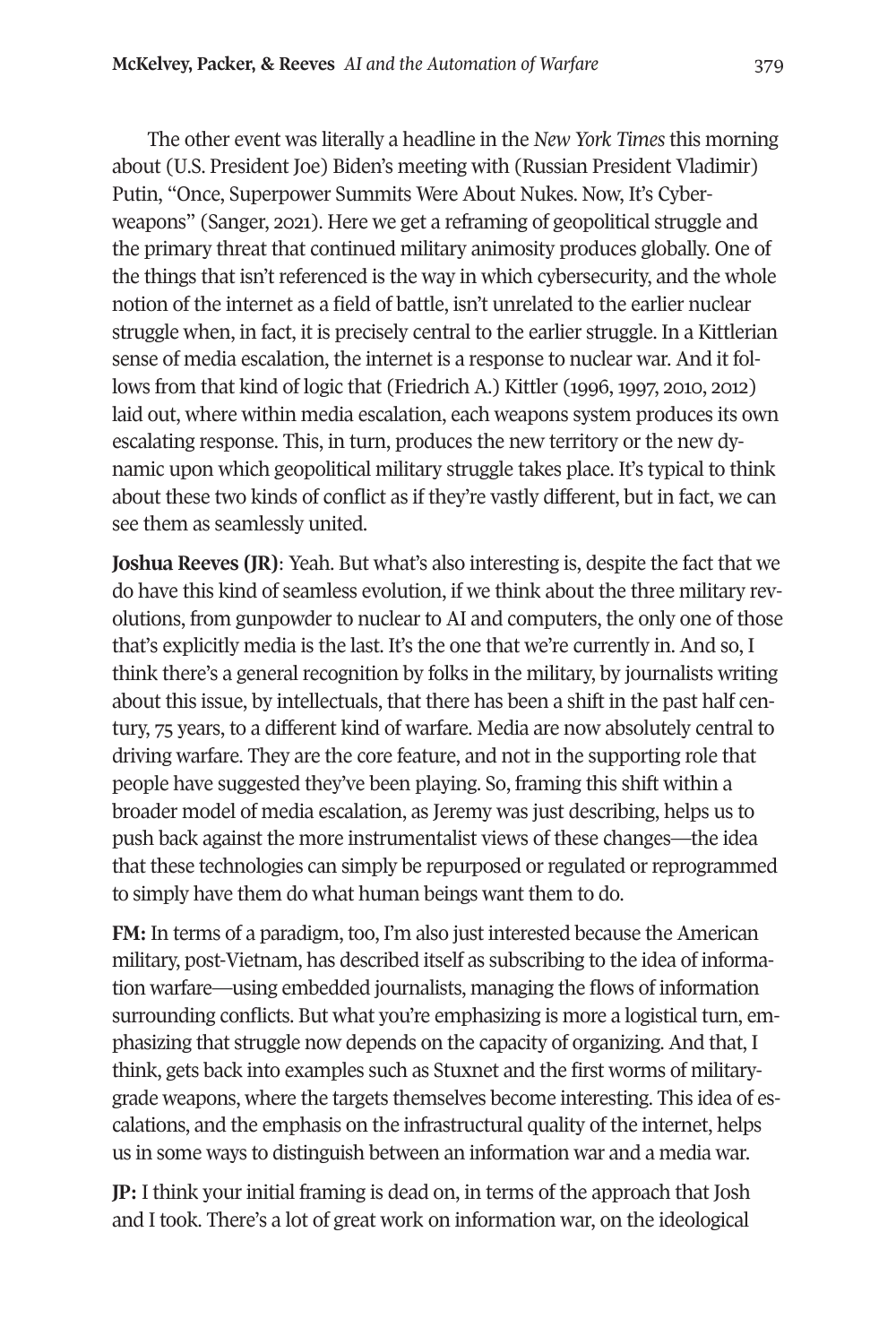The other event was literally a headline in the *New York Times* this morning about (U.S. President Joe) Biden's meeting with (Russian President Vladimir) Putin, "Once, Superpower Summits Were About Nukes. Now, It's Cyberweapons" (Sanger, 2021). Here we get a reframing of geopolitical struggle and the primary threat that continued military animosity produces globally. One of the things that isn't referenced is the way in which cybersecurity, and the whole notion of the internet as a field of battle, isn't unrelated to the earlier nuclear struggle when, in fact, it is precisely central to the earlier struggle. In a Kittlerian sense of media escalation, the internet is a response to nuclear war. And it follows from that kind of logic that (Friedrich A.) Kittler (1996, 1997, 2010, 2012) laid out, where within media escalation, each weapons system produces its own escalating response. This, in turn, produces the new territory or the new dynamic upon which geopolitical military struggle takes place. It's typical to think about these two kinds of conflict as if they're vastly different, but in fact, we can see them as seamlessly united.

**Joshua Reeves (JR)**: Yeah. But what's also interesting is, despite the fact that we do have this kind of seamless evolution, if we think about the three military revolutions, from gunpowder to nuclear to AI and computers, the only one of those that's explicitly media is the last. It's the one that we're currently in. And so, I think there's a general recognition by folks in the military, by journalists writing about this issue, by intellectuals, that there has been a shift in the past half century, 75 years, to a different kind of warfare. Media are now absolutely central to driving warfare. They are the core feature, and not in the supporting role that people have suggested they've been playing. So, framing this shift within a broader model of media escalation, as Jeremy was just describing, helps us to push back against the more instrumentalist views of these changes—the idea that these technologies can simply be repurposed or regulated or reprogrammed to simply have them do what human beings want them to do.

**FM:** In terms of a paradigm, too, I'm also just interested because the American military, post-Vietnam, has described itself as subscribing to the idea of information warfare—using embedded journalists, managing the flows of information surrounding conflicts. But what you're emphasizing is more a logistical turn, emphasizing that struggle now depends on the capacity of organizing. And that, I think, gets back into examples such as Stuxnet and the first worms of military-grade weapons, where the targets themselves become interesting. This idea of escalations, and the emphasis on the infrastructural quality of the internet, helps us in some ways to distinguish between an information war and a media war.

**JP:** I think your initial framing is dead on, in terms of the approach that Josh and I took. There's a lot of great work on information war, on the ideological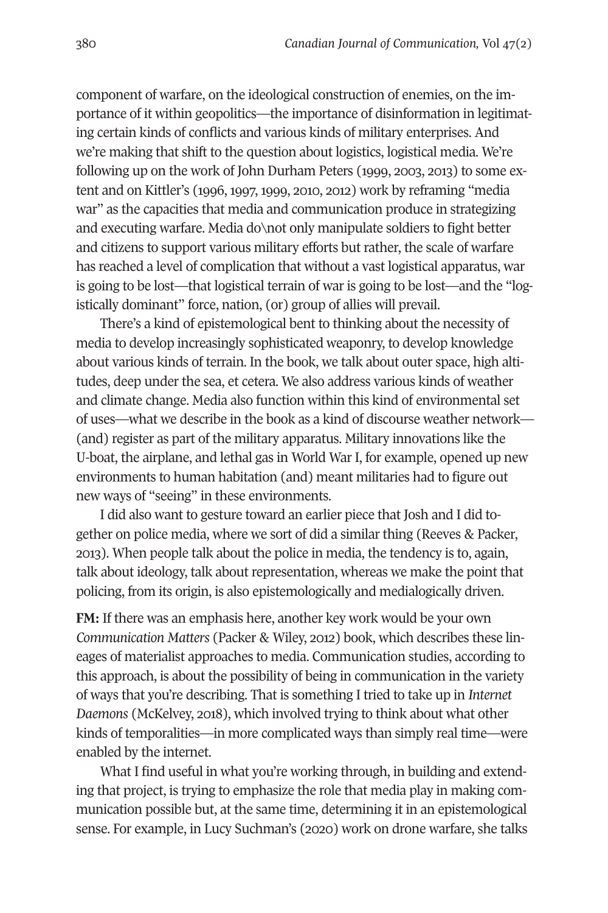component of warfare, on the ideological construction of enemies, on the importance of it within geopolitics—the importance of disinformation in legitimating certain kinds of conflicts and various kinds of military enterprises. And we're making that shift to the question about logistics, logistical media. We're following up on the work of John Durham Peters (1999, 2003, 2013) to some extent and on Kittler's (1996, 1997, 1999, 2010, 2012) work by reframing "media war" as the capacities that media and communication produce in strategizing and executing warfare. Media do\not only manipulate soldiers to fight better and citizens to support various military efforts but rather, the scale of warfare has reached a level of complication that without a vast logistical apparatus, war is going to be lost—that logistical terrain of war is going to be lost—and the "logistically dominant" force, nation, (or) group of allies will prevail.

There's a kind of epistemological bent to thinking about the necessity of media to develop increasingly sophisticated weaponry, to develop knowledge about various kinds of terrain. In the book, we talk about outer space, high altitudes, deep under the sea, et cetera. We also address various kinds of weather and climate change. Media also function within this kind of environmental set of uses—what we describe in the book as a kind of discourse weather network—(and) register as part of the military apparatus. Military innovations like the U-boat, the airplane, and lethal gas in World War I, for example, opened up new environments to human habitation (and) meant militaries had to figure out new ways of "seeing" in these environments.

I did also want to gesture toward an earlier piece that Josh and I did together on police media, where we sort of did a similar thing (Reeves & Packer, 2013). When people talk about the police in media, the tendency is to, again, talk about ideology, talk about representation, whereas we make the point that policing, from its origin, is also epistemologically and medialogically driven.

**FM:** If there was an emphasis here, another key work would be your own *Communication Matters* (Packer & Wiley, 2012) book, which describes these lineages of materialist approaches to media. Communication studies, according to this approach, is about the possibility of being in communication in the variety of ways that you're describing. That is something I tried to take up in *Internet Daemons* (McKelvey, 2018), which involved trying to think about what other kinds of temporalities—in more complicated ways than simply real time—were enabled by the internet.

What I find useful in what you're working through, in building and extending that project, is trying to emphasize the role that media play in making communication possible but, at the same time, determining it in an epistemological sense. For example, in Lucy Suchman's (2020) work on drone warfare, she talks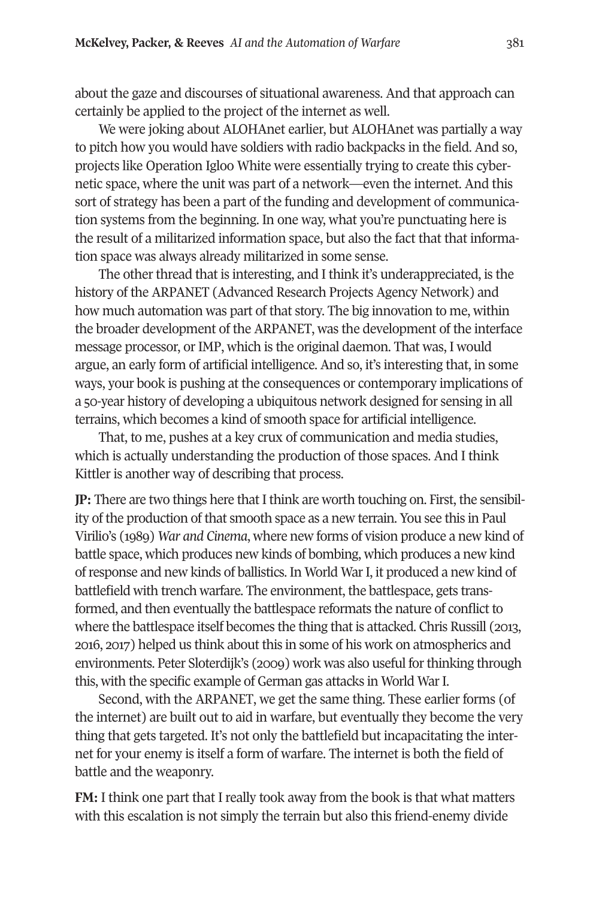about the gaze and discourses of situational awareness. And that approach can certainly be applied to the project of the internet as well.

We were joking about ALOHAnet earlier, but ALOHAnet was partially a way to pitch how you would have soldiers with radio backpacks in the field. And so, projects like Operation Igloo White were essentially trying to create this cybernetic space, where the unit was part of a network—even the internet. And this sort of strategy has been a part of the funding and development of communication systems from the beginning. In one way, what you're punctuating here is the result of a militarized information space, but also the fact that that information space was always already militarized in some sense.

The other thread that is interesting, and I think it's underappreciated, is the history of the ARPANET (Advanced Research Projects Agency Network) and how much automation was part of that story. The big innovation to me, within the broader development of the ARPANET, was the development of the interface message processor, or IMP, which is the original daemon. That was, I would argue, an early form of artificial intelligence. And so, it's interesting that, in some ways, your book is pushing at the consequences or contemporary implications of a 50-year history of developing a ubiquitous network designed for sensing in all terrains, which becomes a kind of smooth space for artificial intelligence.

That, to me, pushes at a key crux of communication and media studies, which is actually understanding the production of those spaces. And I think Kittler is another way of describing that process.

**JP:** There are two things here that I think are worth touching on. First, the sensibility of the production of that smooth space as a new terrain. You see this in Paul Virilio's (1989) *War and Cinema*, where new forms of vision produce a new kind of battle space, which produces new kinds of bombing, which produces a new kind of response and new kinds of ballistics. In World War I, it produced a new kind of battlefield with trench warfare. The environment, the battlespace, gets transformed, and then eventually the battlespace reformats the nature of conflict to where the battlespace itself becomes the thing that is attacked. Chris Russill (2013, 2016, 2017) helped us think about this in some of his work on atmospherics and environments. Peter Sloterdijk's (2009) work was also useful for thinking through this, with the specific example of German gas attacks in World War I.

Second, with the ARPANET, we get the same thing. These earlier forms (of the internet) are built out to aid in warfare, but eventually they become the very thing that gets targeted. It's not only the battlefield but incapacitating the internet for your enemy is itself a form of warfare. The internet is both the field of battle and the weaponry.

**FM:** I think one part that I really took away from the book is that what matters with this escalation is not simply the terrain but also this friend-enemy divide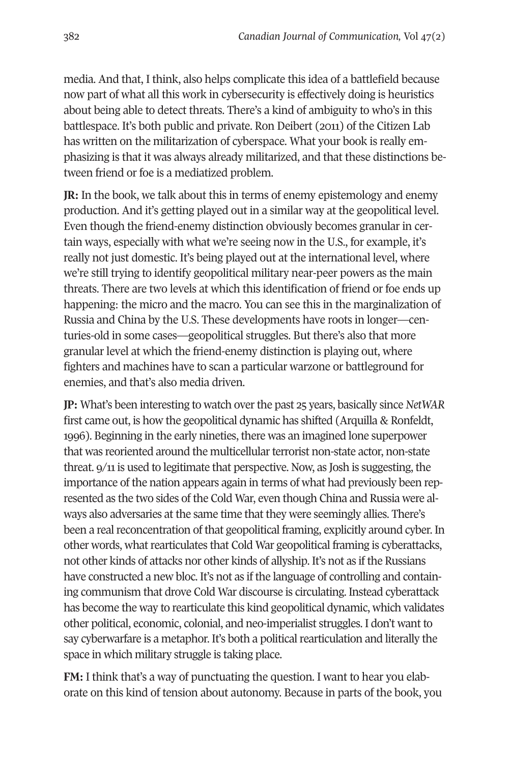media. And that, I think, also helps complicate this idea of a battlefield because now part of what all this work in cybersecurity is effectively doing is heuristics about being able to detect threats. There's a kind of ambiguity to who's in this battlespace. It's both public and private. Ron Deibert (2011) of the Citizen Lab has written on the militarization of cyberspace. What your book is really emphasizing is that it was always already militarized, and that these distinctions between friend or foe is a mediatized problem.

**JR:** In the book, we talk about this in terms of enemy epistemology and enemy production. And it's getting played out in a similar way at the geopolitical level. Even though the friend-enemy distinction obviously becomes granular in certain ways, especially with what we're seeing now in the U.S., for example, it's really not just domestic. It's being played out at the international level, where we're still trying to identify geopolitical military near-peer powers as the main threats. There are two levels at which this identification of friend or foe ends up happening: the micro and the macro. You can see this in the marginalization of Russia and China by the U.S. These developments have roots in longer—centuries-old in some cases—geopolitical struggles. But there's also that more granular level at which the friend-enemy distinction is playing out, where fighters and machines have to scan a particular warzone or battleground for enemies, and that's also media driven.

**JP:** What's been interesting to watch over the past 25 years, basically since *NetWAR* first came out, is how the geopolitical dynamic has shifted (Arquilla & Ronfeldt, 1996). Beginning in the early nineties, there was an imagined lone superpower that was reoriented around the multicellular terrorist non-state actor, non-state threat. 9/11 is used to legitimate that perspective. Now, as Josh is suggesting, the importance of the nation appears again in terms of what had previously been represented as the two sides of the Cold War, even though China and Russia were always also adversaries at the same time that they were seemingly allies. There's been a real reconcentration of that geopolitical framing, explicitly around cyber. In other words, what rearticulates that Cold War geopolitical framing is cyberattacks, not other kinds of attacks nor other kinds of allyship. It's not as if the Russians have constructed a new bloc. It's not as if the language of controlling and containing communism that drove Cold War discourse is circulating. Instead cyberattack has become the way to rearticulate this kind geopolitical dynamic, which validates other political, economic, colonial, and neo-imperialist struggles. I don't want to say cyberwarfare is a metaphor. It's both a political rearticulation and literally the space in which military struggle is taking place.

**FM:** I think that's a way of punctuating the question. I want to hear you elaborate on this kind of tension about autonomy. Because in parts of the book, you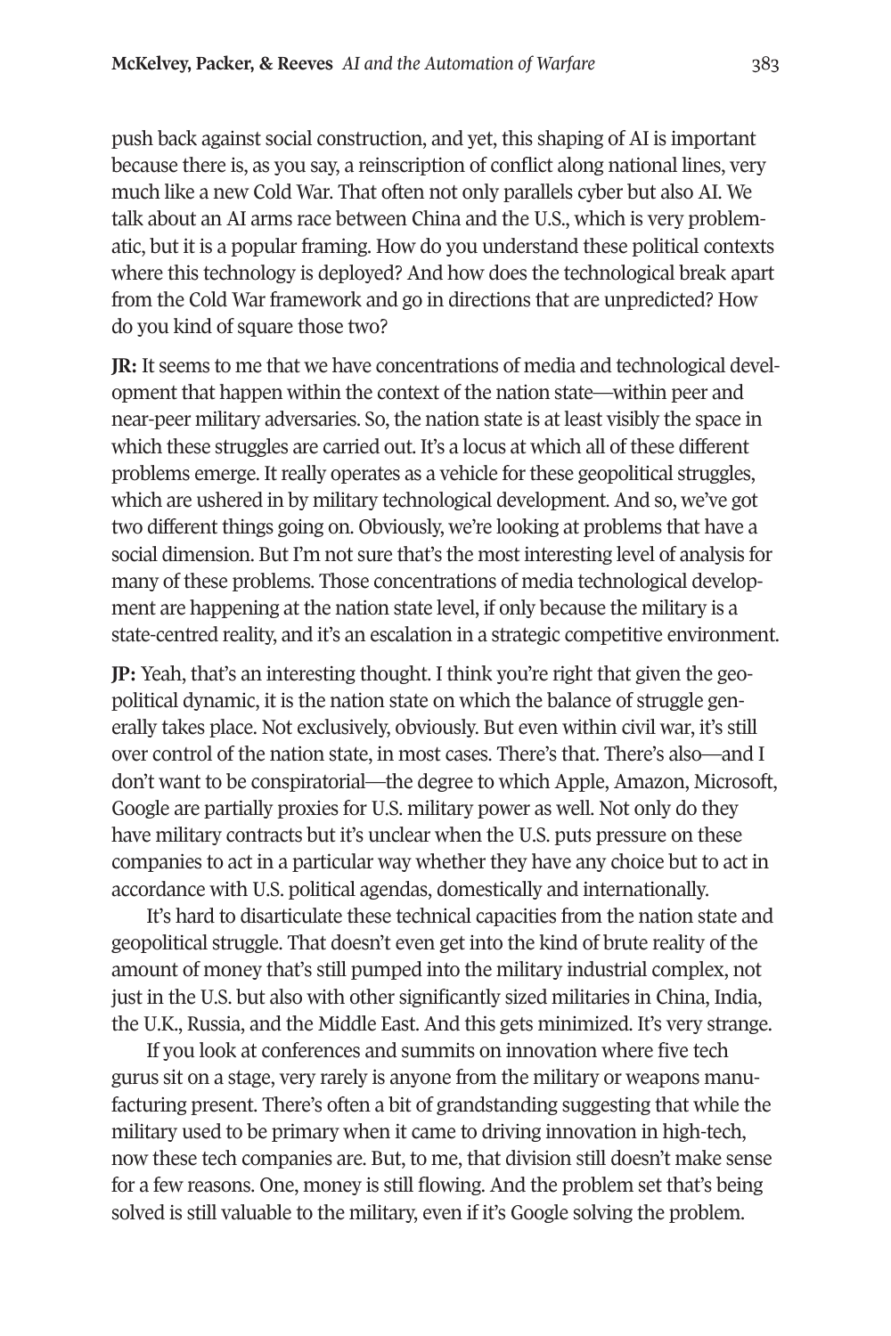push back against social construction, and yet, this shaping of AI is important because there is, as you say, a reinscription of conflict along national lines, very much like a new Cold War. That often not only parallels cyber but also AI. We talk about an AI arms race between China and the U.S., which is very problematic, but it is a popular framing. How do you understand these political contexts where this technology is deployed? And how does the technological break apart from the Cold War framework and go in directions that are unpredicted? How do you kind of square those two?

**JR:** It seems to me that we have concentrations of media and technological development that happen within the context of the nation state—within peer and near-peer military adversaries. So, the nation state is at least visibly the space in which these struggles are carried out. It's a locus at which all of these different problems emerge. It really operates as a vehicle for these geopolitical struggles, which are ushered in by military technological development. And so, we've got two different things going on. Obviously, we're looking at problems that have a social dimension. But I'm not sure that's the most interesting level of analysis for many of these problems. Those concentrations of media technological development are happening at the nation state level, if only because the military is a state-centred reality, and it's an escalation in a strategic competitive environment.

**JP:** Yeah, that's an interesting thought. I think you're right that given the geopolitical dynamic, it is the nation state on which the balance of struggle generally takes place. Not exclusively, obviously. But even within civil war, it's still over control of the nation state, in most cases. There's that. There's also—and I don't want to be conspiratorial—the degree to which Apple, Amazon, Microsoft, Google are partially proxies for U.S. military power as well. Not only do they have military contracts but it's unclear when the U.S. puts pressure on these companies to act in a particular way whether they have any choice but to act in accordance with U.S. political agendas, domestically and internationally.

It's hard to disarticulate these technical capacities from the nation state and geopolitical struggle. That doesn't even get into the kind of brute reality of the amount of money that's still pumped into the military industrial complex, not just in the U.S. but also with other significantly sized militaries in China, India, the U.K., Russia, and the Middle East. And this gets minimized. It's very strange.

If you look at conferences and summits on innovation where five tech gurus sit on a stage, very rarely is anyone from the military or weapons manufacturing present. There's often a bit of grandstanding suggesting that while the military used to be primary when it came to driving innovation in high-tech, now these tech companies are. But, to me, that division still doesn't make sense for a few reasons. One, money is still flowing. And the problem set that's being solved is still valuable to the military, even if it's Google solving the problem.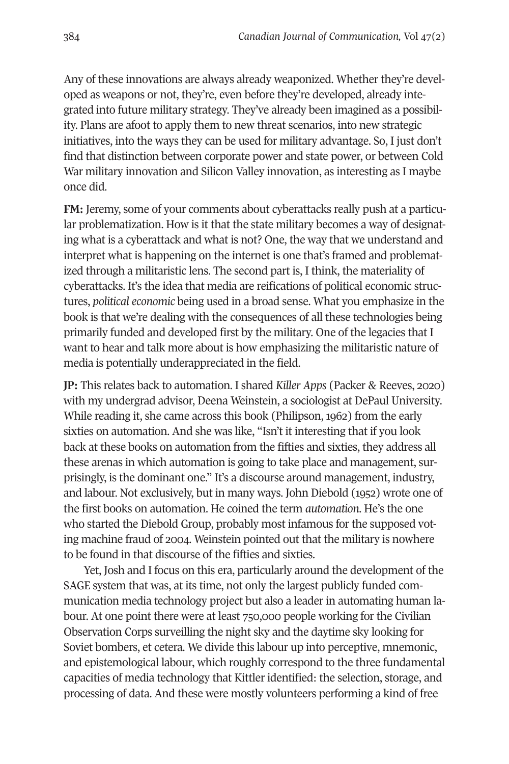Any of these innovations are always already weaponized. Whether they're developed as weapons or not, they're, even before they're developed, already integrated into future military strategy. They've already been imagined as a possibility. Plans are afoot to apply them to new threat scenarios, into new strategic initiatives, into the ways they can be used for military advantage. So, I just don't find that distinction between corporate power and state power, or between Cold War military innovation and Silicon Valley innovation, as interesting as I maybe once did.

**FM:** Jeremy, some of your comments about cyberattacks really push at a particular problematization. How is it that the state military becomes a way of designating what is a cyberattack and what is not? One, the way that we understand and interpret what is happening on the internet is one that's framed and problematized through a militaristic lens. The second part is, I think, the materiality of cyberattacks. It's the idea that media are reifications of political economic structures, *political economic* being used in a broad sense. What you emphasize in the book is that we're dealing with the consequences of all these technologies being primarily funded and developed first by the military. One of the legacies that I want to hear and talk more about is how emphasizing the militaristic nature of media is potentially underappreciated in the field.

**JP:** This relates back to automation. I shared *Killer Apps* (Packer & Reeves, 2020) with my undergrad advisor, Deena Weinstein, a sociologist at DePaul University. While reading it, she came across this book (Philipson, 1962) from the early sixties on automation. And she was like, "Isn't it interesting that if you look back at these books on automation from the fifties and sixties, they address all these arenas in which automation is going to take place and management, surprisingly, is the dominant one." It's a discourse around management, industry, and labour. Not exclusively, but in many ways. John Diebold (1952) wrote one of the first books on automation. He coined the term *automation*. He's the one who started the Diebold Group, probably most infamous for the supposed voting machine fraud of 2004. Weinstein pointed out that the military is nowhere to be found in that discourse of the fifties and sixties.

Yet, Josh and I focus on this era, particularly around the development of the SAGE system that was, at its time, not only the largest publicly funded communication media technology project but also a leader in automating human labour. At one point there were at least 750,000 people working for the Civilian Observation Corps surveilling the night sky and the daytime sky looking for Soviet bombers, et cetera. We divide this labour up into perceptive, mnemonic, and epistemological labour, which roughly correspond to the three fundamental capacities of media technology that Kittler identified: the selection, storage, and processing of data. And these were mostly volunteers performing a kind of free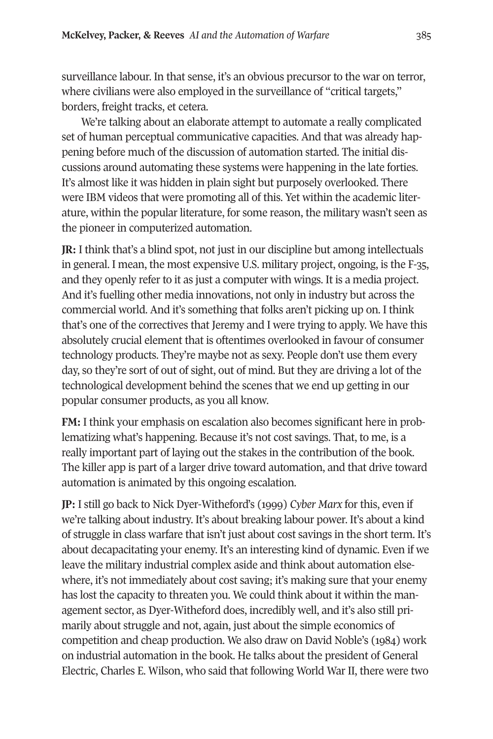surveillance labour. In that sense, it's an obvious precursor to the war on terror, where civilians were also employed in the surveillance of "critical targets," borders, freight tracks, et cetera.

We're talking about an elaborate attempt to automate a really complicated set of human perceptual communicative capacities. And that was already happening before much of the discussion of automation started. The initial discussions around automating these systems were happening in the late forties. It's almost like it was hidden in plain sight but purposely overlooked. There were IBM videos that were promoting all of this. Yet within the academic literature, within the popular literature, for some reason, the military wasn't seen as the pioneer in computerized automation.

**JR:** I think that's a blind spot, not just in our discipline but among intellectuals in general. I mean, the most expensive U.S. military project, ongoing, is the F-35, and they openly refer to it as just a computer with wings. It is a media project. And it's fuelling other media innovations, not only in industry but across the commercial world. And it's something that folks aren't picking up on. I think that's one of the correctives that Jeremy and I were trying to apply. We have this absolutely crucial element that is oftentimes overlooked in favour of consumer technology products. They're maybe not as sexy. People don't use them every day, so they're sort of out of sight, out of mind. But they are driving a lot of the technological development behind the scenes that we end up getting in our popular consumer products, as you all know.

**FM:** I think your emphasis on escalation also becomes significant here in problematizing what's happening. Because it's not cost savings. That, to me, is a really important part of laying out the stakes in the contribution of the book. The killer app is part of a larger drive toward automation, and that drive toward automation is animated by this ongoing escalation.

**JP:** I still go back to Nick Dyer-Witheford's (1999) *Cyber Marx* for this, even if we're talking about industry. It's about breaking labour power. It's about a kind of struggle in class warfare that isn't just about cost savings in the short term. It's about decapacitating your enemy. It's an interesting kind of dynamic. Even if we leave the military industrial complex aside and think about automation elsewhere, it's not immediately about cost saving; it's making sure that your enemy has lost the capacity to threaten you. We could think about it within the management sector, as Dyer-Witheford does, incredibly well, and it's also still primarily about struggle and not, again, just about the simple economics of competition and cheap production. We also draw on David Noble's (1984) work on industrial automation in the book. He talks about the president of General Electric, Charles E. Wilson, who said that following World War II, there were two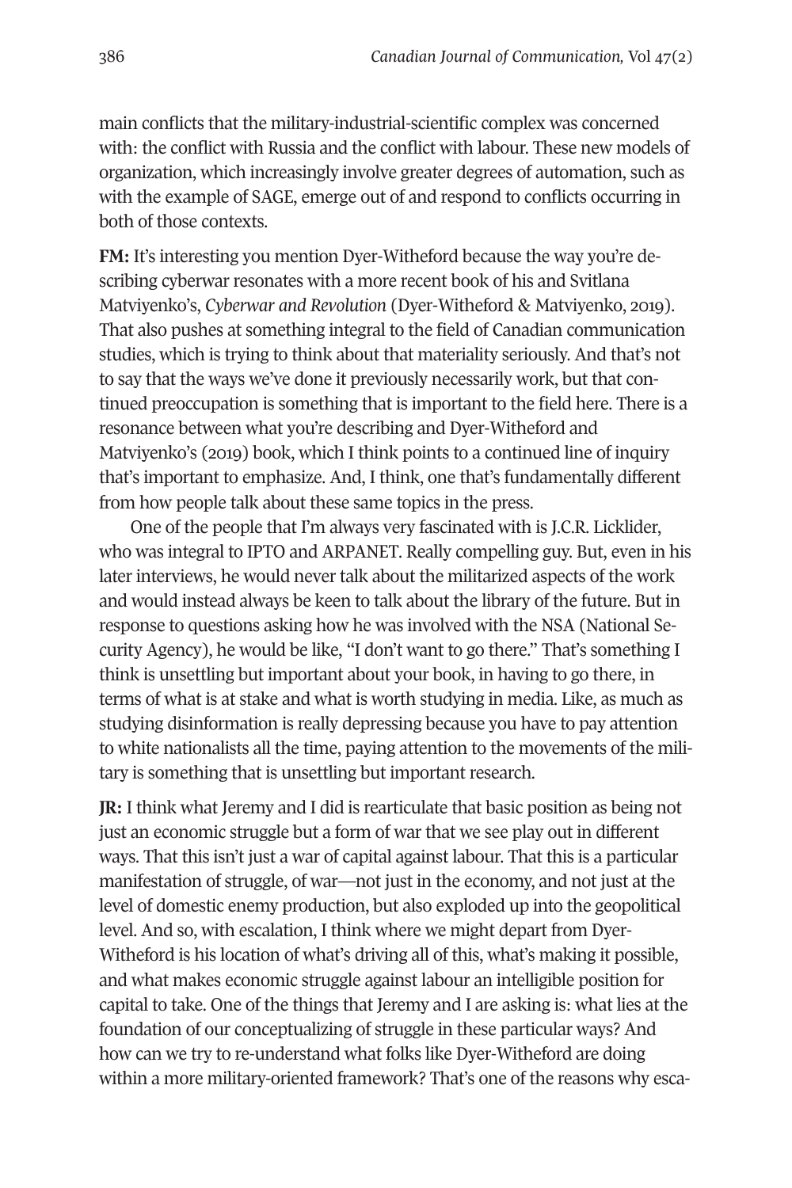main conflicts that the military-industrial-scientific complex was concerned with: the conflict with Russia and the conflict with labour. These new models of organization, which increasingly involve greater degrees of automation, such as with the example of SAGE, emerge out of and respond to conflicts occurring in both of those contexts.

**FM:** It's interesting you mention Dyer-Witheford because the way you're describing cyberwar resonates with a more recent book of his and Svitlana Matviyenko's, *Cyberwar and Revolution* (Dyer-Witheford & Matviyenko, 2019). That also pushes at something integral to the field of Canadian communication studies, which is trying to think about that materiality seriously. And that's not to say that the ways we've done it previously necessarily work, but that continued preoccupation is something that is important to the field here. There is a resonance between what you're describing and Dyer-Witheford and Matviyenko's (2019) book, which I think points to a continued line of inquiry that's important to emphasize. And, I think, one that's fundamentally different from how people talk about these same topics in the press.

One of the people that I'm always very fascinated with is J.C.R. Licklider, who was integral to IPTO and ARPANET. Really compelling guy. But, even in his later interviews, he would never talk about the militarized aspects of the work and would instead always be keen to talk about the library of the future. But in response to questions asking how he was involved with the NSA (National Security Agency), he would be like, "I don't want to go there." That's something I think is unsettling but important about your book, in having to go there, in terms of what is at stake and what is worth studying in media. Like, as much as studying disinformation is really depressing because you have to pay attention to white nationalists all the time, paying attention to the movements of the military is something that is unsettling but important research.

**JR:** I think what Jeremy and I did is rearticulate that basic position as being not just an economic struggle but a form of war that we see play out in different ways. That this isn't just a war of capital against labour. That this is a particular manifestation of struggle, of war—not just in the economy, and not just at the level of domestic enemy production, but also exploded up into the geopolitical level. And so, with escalation, I think where we might depart from Dyer-Witheford is his location of what's driving all of this, what's making it possible, and what makes economic struggle against labour an intelligible position for capital to take. One of the things that Jeremy and I are asking is: what lies at the foundation of our conceptualizing of struggle in these particular ways? And how can we try to re-understand what folks like Dyer-Witheford are doing within a more military-oriented framework? That's one of the reasons why esca-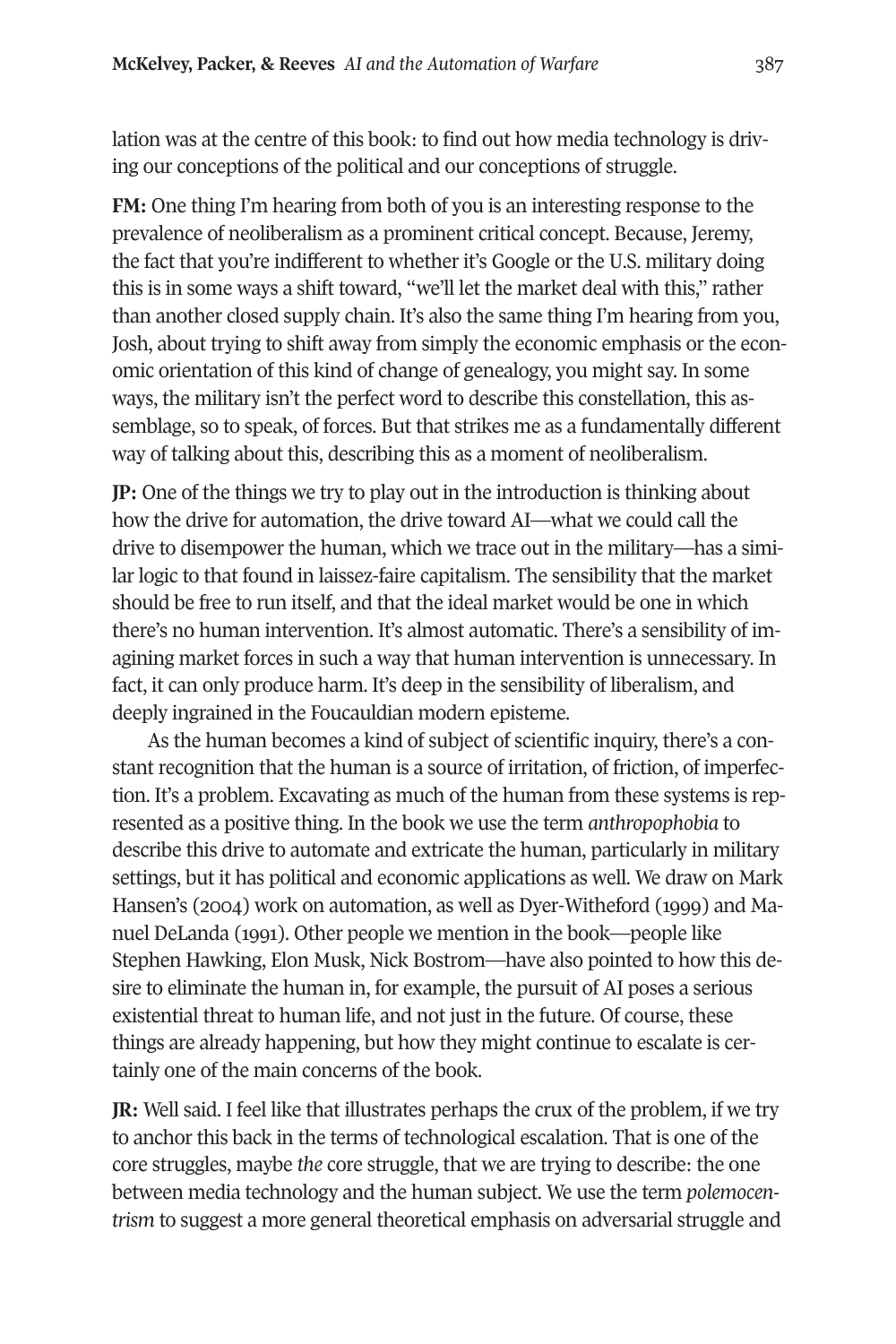lation was at the centre of this book: to find out how media technology is driving our conceptions of the political and our conceptions of struggle.

**FM:** One thing I'm hearing from both of you is an interesting response to the prevalence of neoliberalism as a prominent critical concept. Because, Jeremy, the fact that you're indifferent to whether it's Google or the U.S. military doing this is in some ways a shift toward, "we'll let the market deal with this," rather than another closed supply chain. It's also the same thing I'm hearing from you, Josh, about trying to shift away from simply the economic emphasis or the economic orientation of this kind of change of genealogy, you might say. In some ways, the military isn't the perfect word to describe this constellation, this assemblage, so to speak, of forces. But that strikes me as a fundamentally different way of talking about this, describing this as a moment of neoliberalism.

**JP:** One of the things we try to play out in the introduction is thinking about how the drive for automation, the drive toward AI—what we could call the drive to disempower the human, which we trace out in the military—has a similar logic to that found in laissez-faire capitalism. The sensibility that the market should be free to run itself, and that the ideal market would be one in which there's no human intervention. It's almost automatic. There's a sensibility of imagining market forces in such a way that human intervention is unnecessary. In fact, it can only produce harm. It's deep in the sensibility of liberalism, and deeply ingrained in the Foucauldian modern episteme.

As the human becomes a kind of subject of scientific inquiry, there's a constant recognition that the human is a source of irritation, of friction, of imperfection. It's a problem. Excavating as much of the human from these systems is represented as a positive thing. In the book we use the term *anthropophobia* to describe this drive to automate and extricate the human, particularly in military settings, but it has political and economic applications as well. We draw on Mark Hansen's (2004) work on automation, as well as Dyer-Witheford (1999) and Manuel DeLanda (1991). Other people we mention in the book—people like Stephen Hawking, Elon Musk, Nick Bostrom—have also pointed to how this desire to eliminate the human in, for example, the pursuit of AI poses a serious existential threat to human life, and not just in the future. Of course, these things are already happening, but how they might continue to escalate is certainly one of the main concerns of the book.

**JR:** Well said. I feel like that illustrates perhaps the crux of the problem, if we try to anchor this back in the terms of technological escalation. That is one of the core struggles, maybe *the* core struggle, that we are trying to describe: the one between media technology and the human subject. We use the term *polemocentrism* to suggest a more general theoretical emphasis on adversarial struggle and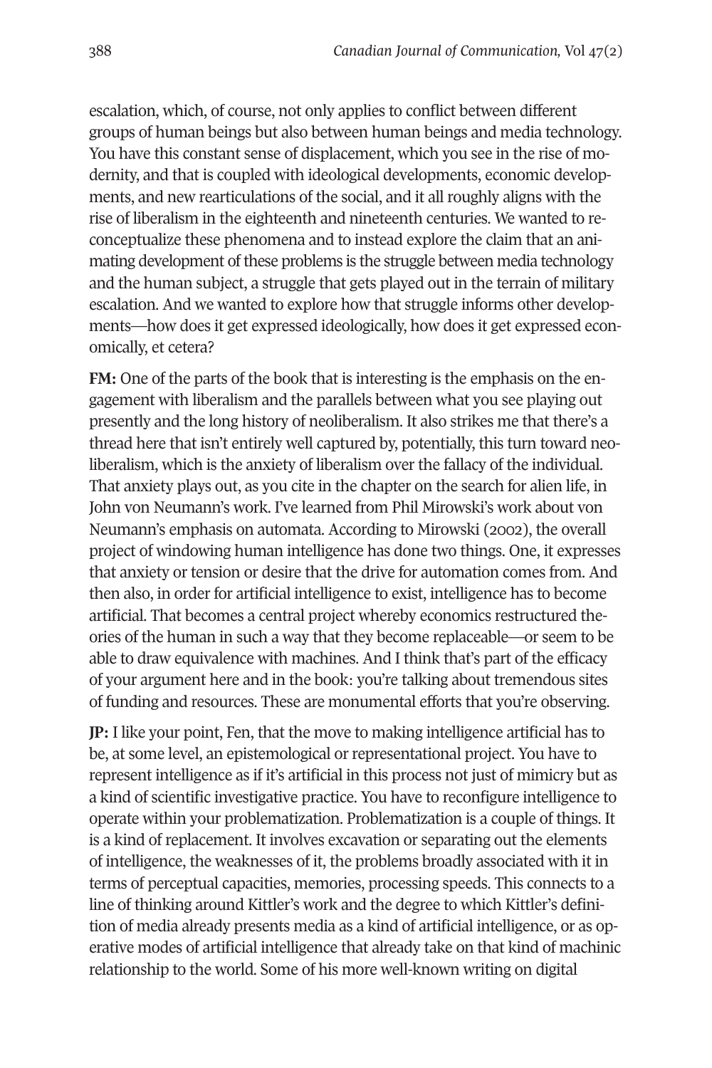escalation, which, of course, not only applies to conflict between different groups of human beings but also between human beings and media technology. You have this constant sense of displacement, which you see in the rise of modernity, and that is coupled with ideological developments, economic developments, and new rearticulations of the social, and it all roughly aligns with the rise of liberalism in the eighteenth and nineteenth centuries. We wanted to reconceptualize these phenomena and to instead explore the claim that an animating development of these problems is the struggle between media technology and the human subject, a struggle that gets played out in the terrain of military escalation. And we wanted to explore how that struggle informs other developments—how does it get expressed ideologically, how does it get expressed economically, et cetera?

**FM:** One of the parts of the book that is interesting is the emphasis on the engagement with liberalism and the parallels between what you see playing out presently and the long history of neoliberalism. It also strikes me that there's a thread here that isn't entirely well captured by, potentially, this turn toward neoliberalism, which is the anxiety of liberalism over the fallacy of the individual. That anxiety plays out, as you cite in the chapter on the search for alien life, in John von Neumann's work. I've learned from Phil Mirowski's work about von Neumann's emphasis on automata. According to Mirowski (2002), the overall project of windowing human intelligence has done two things. One, it expresses that anxiety or tension or desire that the drive for automation comes from. And then also, in order for artificial intelligence to exist, intelligence has to become artificial. That becomes a central project whereby economics restructured theories of the human in such a way that they become replaceable—or seem to be able to draw equivalence with machines. And I think that's part of the efficacy of your argument here and in the book: you're talking about tremendous sites of funding and resources. These are monumental efforts that you're observing.

**JP:** I like your point, Fen, that the move to making intelligence artificial has to be, at some level, an epistemological or representational project. You have to represent intelligence as if it's artificial in this process not just of mimicry but as a kind of scientific investigative practice. You have to reconfigure intelligence to operate within your problematization. Problematization is a couple of things. It is a kind of replacement. It involves excavation or separating out the elements of intelligence, the weaknesses of it, the problems broadly associated with it in terms of perceptual capacities, memories, processing speeds. This connects to a line of thinking around Kittler's work and the degree to which Kittler's definition of media already presents media as a kind of artificial intelligence, or as operative modes of artificial intelligence that already take on that kind of machinic relationship to the world. Some of his more well-known writing on digital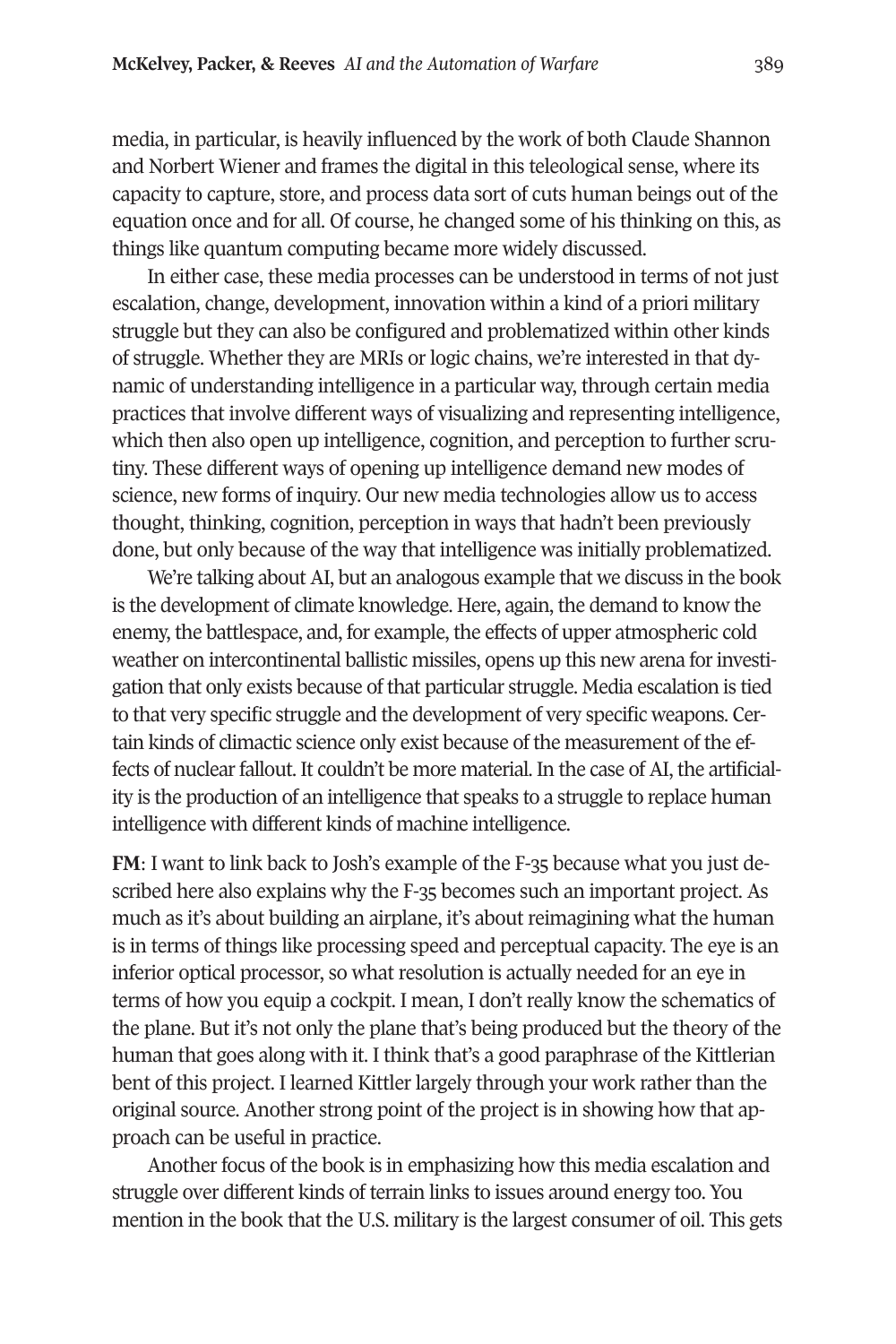media, in particular, is heavily influenced by the work of both Claude Shannon and Norbert Wiener and frames the digital in this teleological sense, where its capacity to capture, store, and process data sort of cuts human beings out of the equation once and for all. Of course, he changed some of his thinking on this, as things like quantum computing became more widely discussed.

In either case, these media processes can be understood in terms of not just escalation, change, development, innovation within a kind of a priori military struggle but they can also be configured and problematized within other kinds of struggle. Whether they are MRIs or logic chains, we're interested in that dynamic of understanding intelligence in a particular way, through certain media practices that involve different ways of visualizing and representing intelligence, which then also open up intelligence, cognition, and perception to further scrutiny. These different ways of opening up intelligence demand new modes of science, new forms of inquiry. Our new media technologies allow us to access thought, thinking, cognition, perception in ways that hadn't been previously done, but only because of the way that intelligence was initially problematized.

We're talking about AI, but an analogous example that we discuss in the book is the development of climate knowledge. Here, again, the demand to know the enemy, the battlespace, and, for example, the effects of upper atmospheric cold weather on intercontinental ballistic missiles, opens up this new arena for investigation that only exists because of that particular struggle. Media escalation is tied to that very specific struggle and the development of very specific weapons. Certain kinds of climactic science only exist because of the measurement of the effects of nuclear fallout. It couldn't be more material. In the case of AI, the artificiality is the production of an intelligence that speaks to a struggle to replace human intelligence with different kinds of machine intelligence.

**FM**: I want to link back to Josh's example of the F-35 because what you just described here also explains why the F-35 becomes such an important project. As much as it's about building an airplane, it's about reimagining what the human is in terms of things like processing speed and perceptual capacity. The eye is an inferior optical processor, so what resolution is actually needed for an eye in terms of how you equip a cockpit. I mean, I don't really know the schematics of the plane. But it's not only the plane that's being produced but the theory of the human that goes along with it. I think that's a good paraphrase of the Kittlerian bent of this project. I learned Kittler largely through your work rather than the original source. Another strong point of the project is in showing how that approach can be useful in practice.

Another focus of the book is in emphasizing how this media escalation and struggle over different kinds of terrain links to issues around energy too. You mention in the book that the U.S. military is the largest consumer of oil. This gets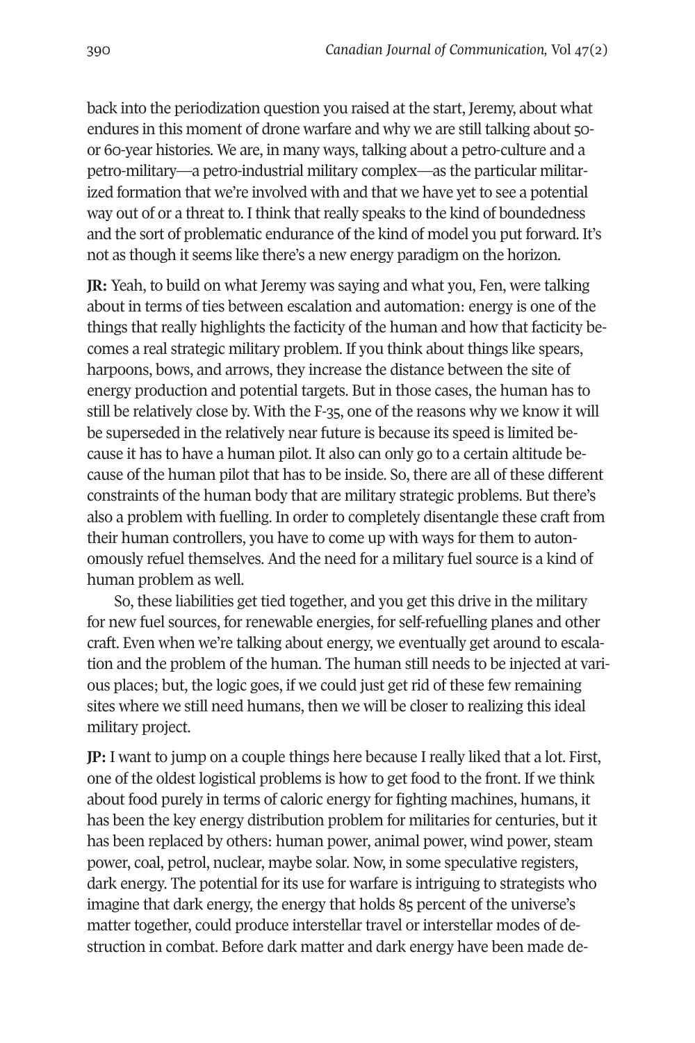back into the periodization question you raised at the start, Jeremy, about what endures in this moment of drone warfare and why we are still talking about 50- or 60-year histories. We are, in many ways, talking about a petro-culture and a petro-military—a petro-industrial military complex—as the particular militarized formation that we're involved with and that we have yet to see a potential way out of or a threat to. I think that really speaks to the kind of boundedness and the sort of problematic endurance of the kind of model you put forward. It's not as though it seems like there's a new energy paradigm on the horizon.

**JR:** Yeah, to build on what Jeremy was saying and what you, Fen, were talking about in terms of ties between escalation and automation: energy is one of the things that really highlights the facticity of the human and how that facticity becomes a real strategic military problem. If you think about things like spears, harpoons, bows, and arrows, they increase the distance between the site of energy production and potential targets. But in those cases, the human has to still be relatively close by. With the F-35, one of the reasons why we know it will be superseded in the relatively near future is because its speed is limited because it has to have a human pilot. It also can only go to a certain altitude because of the human pilot that has to be inside. So, there are all of these different constraints of the human body that are military strategic problems. But there's also a problem with fuelling. In order to completely disentangle these craft from their human controllers, you have to come up with ways for them to autonomously refuel themselves. And the need for a military fuel source is a kind of human problem as well.

So, these liabilities get tied together, and you get this drive in the military for new fuel sources, for renewable energies, for self-refuelling planes and other craft. Even when we're talking about energy, we eventually get around to escalation and the problem of the human. The human still needs to be injected at various places; but, the logic goes, if we could just get rid of these few remaining sites where we still need humans, then we will be closer to realizing this ideal military project.

**JP:** I want to jump on a couple things here because I really liked that a lot. First, one of the oldest logistical problems is how to get food to the front. If we think about food purely in terms of caloric energy for fighting machines, humans, it has been the key energy distribution problem for militaries for centuries, but it has been replaced by others: human power, animal power, wind power, steam power, coal, petrol, nuclear, maybe solar. Now, in some speculative registers, dark energy. The potential for its use for warfare is intriguing to strategists who imagine that dark energy, the energy that holds 85 percent of the universe's matter together, could produce interstellar travel or interstellar modes of destruction in combat. Before dark matter and dark energy have been made de-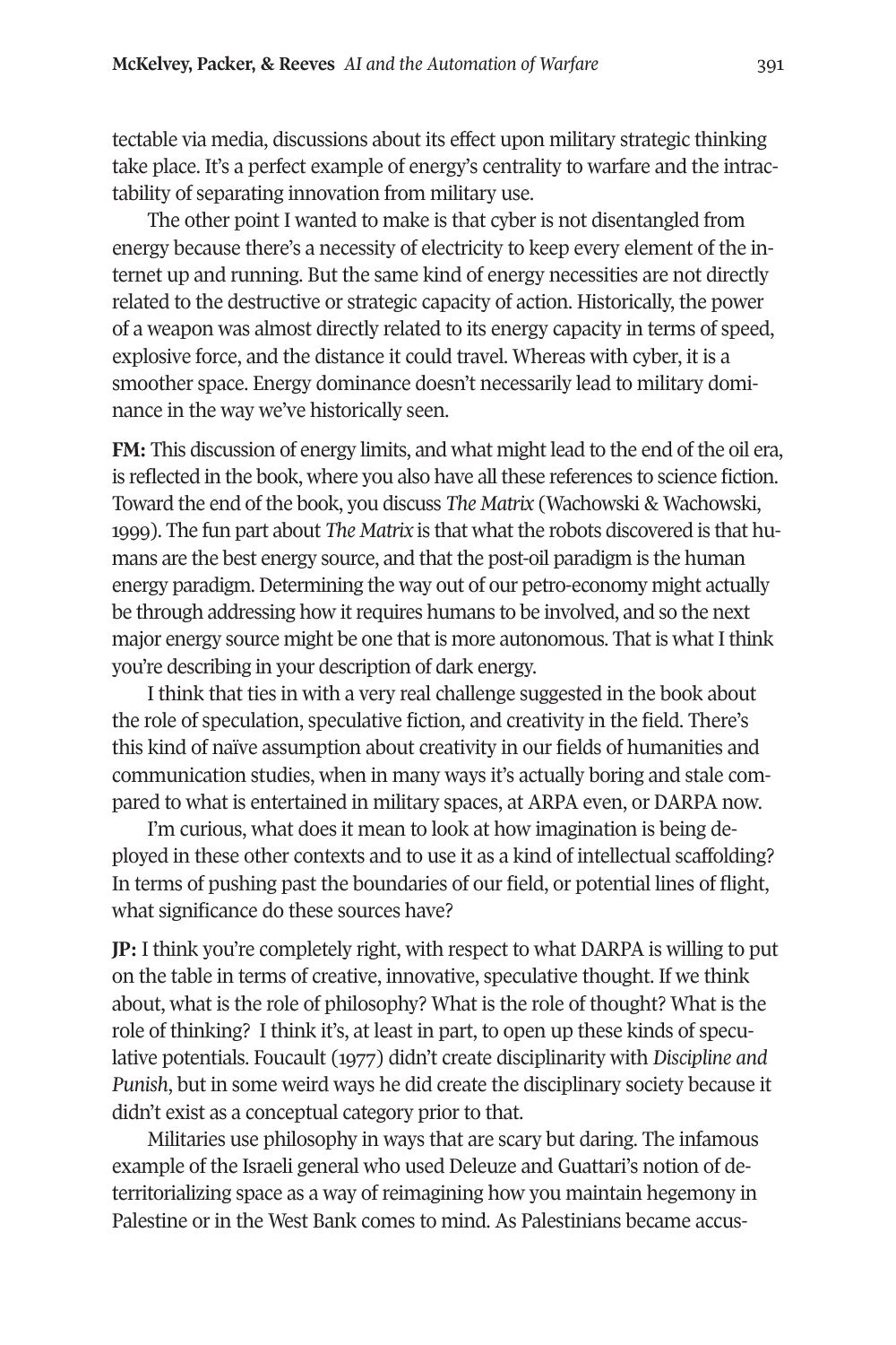tectable via media, discussions about its effect upon military strategic thinking take place. It's a perfect example of energy's centrality to warfare and the intractability of separating innovation from military use.

The other point I wanted to make is that cyber is not disentangled from energy because there's a necessity of electricity to keep every element of the internet up and running. But the same kind of energy necessities are not directly related to the destructive or strategic capacity of action. Historically, the power of a weapon was almost directly related to its energy capacity in terms of speed, explosive force, and the distance it could travel. Whereas with cyber, it is a smoother space. Energy dominance doesn't necessarily lead to military dominance in the way we've historically seen.

**FM:** This discussion of energy limits, and what might lead to the end of the oil era, is reflected in the book, where you also have all these references to science fiction. Toward the end of the book, you discuss *The Matrix* (Wachowski & Wachowski, 1999). The fun part about *The Matrix* is that what the robots discovered is that humans are the best energy source, and that the post-oil paradigm is the human energy paradigm. Determining the way out of our petro-economy might actually be through addressing how it requires humans to be involved, and so the next major energy source might be one that is more autonomous. That is what I think you're describing in your description of dark energy.

I think that ties in with a very real challenge suggested in the book about the role of speculation, speculative fiction, and creativity in the field. There's this kind of naïve assumption about creativity in our fields of humanities and communication studies, when in many ways it's actually boring and stale compared to what is entertained in military spaces, at ARPA even, or DARPA now.

I'm curious, what does it mean to look at how imagination is being deployed in these other contexts and to use it as a kind of intellectual scaffolding? In terms of pushing past the boundaries of our field, or potential lines of flight, what significance do these sources have?

**JP:** I think you're completely right, with respect to what DARPA is willing to put on the table in terms of creative, innovative, speculative thought. If we think about, what is the role of philosophy? What is the role of thought? What is the role of thinking? I think it's, at least in part, to open up these kinds of speculative potentials. Foucault (1977) didn't create disciplinarity with *Discipline and Punish*, but in some weird ways he did create the disciplinary society because it didn't exist as a conceptual category prior to that.

Militaries use philosophy in ways that are scary but daring. The infamous example of the Israeli general who used Deleuze and Guattari's notion of deterritorializing space as a way of reimagining how you maintain hegemony in Palestine or in the West Bank comes to mind. As Palestinians became accus-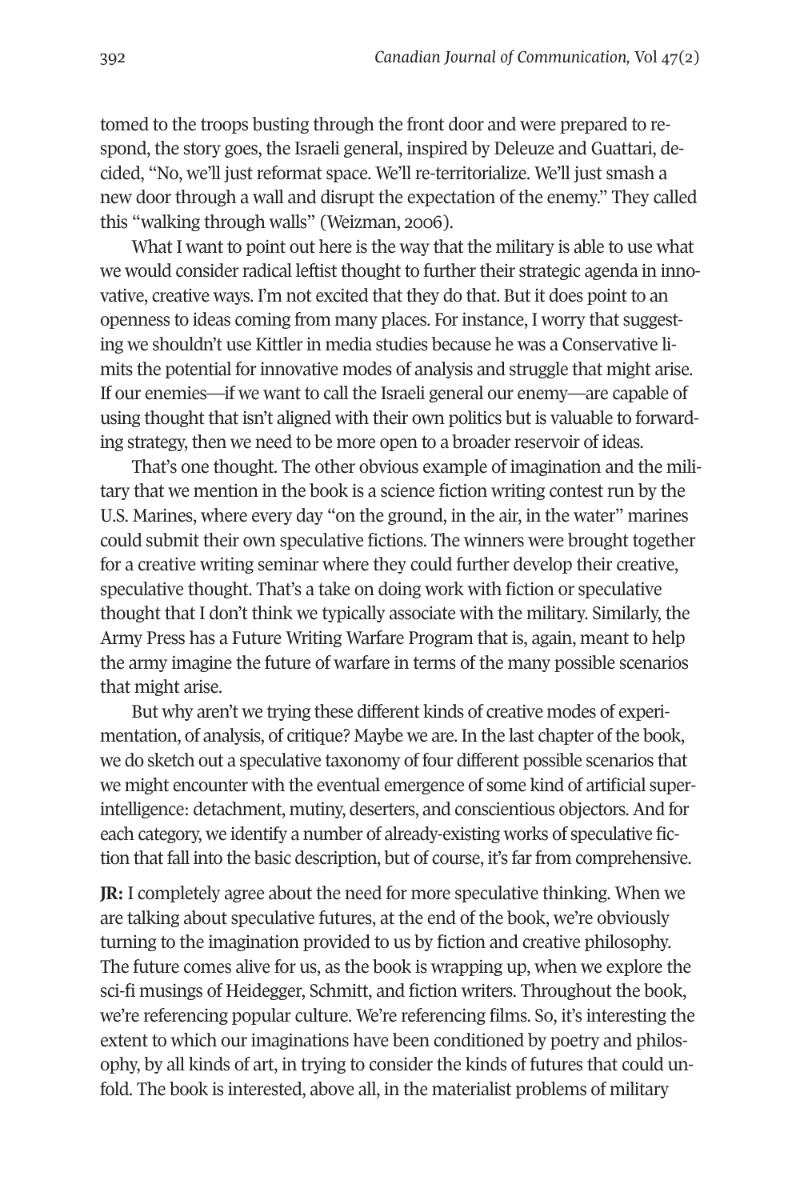tomed to the troops busting through the front door and were prepared to respond, the story goes, the Israeli general, inspired by Deleuze and Guattari, decided, "No, we'll just reformat space. We'll re-territorialize. We'll just smash a new door through a wall and disrupt the expectation of the enemy." They called this "walking through walls" (Weizman, 2006).

What I want to point out here is the way that the military is able to use what we would consider radical leftist thought to further their strategic agenda in innovative, creative ways. I'm not excited that they do that. But it does point to an openness to ideas coming from many places. For instance, I worry that suggesting we shouldn't use Kittler in media studies because he was a Conservative limits the potential for innovative modes of analysis and struggle that might arise. If our enemies—if we want to call the Israeli general our enemy—are capable of using thought that isn't aligned with their own politics but is valuable to forwarding strategy, then we need to be more open to a broader reservoir of ideas.

That's one thought. The other obvious example of imagination and the military that we mention in the book is a science fiction writing contest run by the U.S. Marines, where every day "on the ground, in the air, in the water" marines could submit their own speculative fictions. The winners were brought together for a creative writing seminar where they could further develop their creative, speculative thought. That's a take on doing work with fiction or speculative thought that I don't think we typically associate with the military. Similarly, the Army Press has a Future Writing Warfare Program that is, again, meant to help the army imagine the future of warfare in terms of the many possible scenarios that might arise.

But why aren't we trying these different kinds of creative modes of experimentation, of analysis, of critique? Maybe we are. In the last chapter of the book, we do sketch out a speculative taxonomy of four different possible scenarios that we might encounter with the eventual emergence of some kind of artificial superintelligence: detachment, mutiny, deserters, and conscientious objectors. And for each category, we identify a number of already-existing works of speculative fiction that fall into the basic description, but of course, it's far from comprehensive.

**JR:** I completely agree about the need for more speculative thinking. When we are talking about speculative futures, at the end of the book, we're obviously turning to the imagination provided to us by fiction and creative philosophy. The future comes alive for us, as the book is wrapping up, when we explore the sci-fi musings of Heidegger, Schmitt, and fiction writers. Throughout the book, we're referencing popular culture. We're referencing films. So, it's interesting the extent to which our imaginations have been conditioned by poetry and philosophy, by all kinds of art, in trying to consider the kinds of futures that could unfold. The book is interested, above all, in the materialist problems of military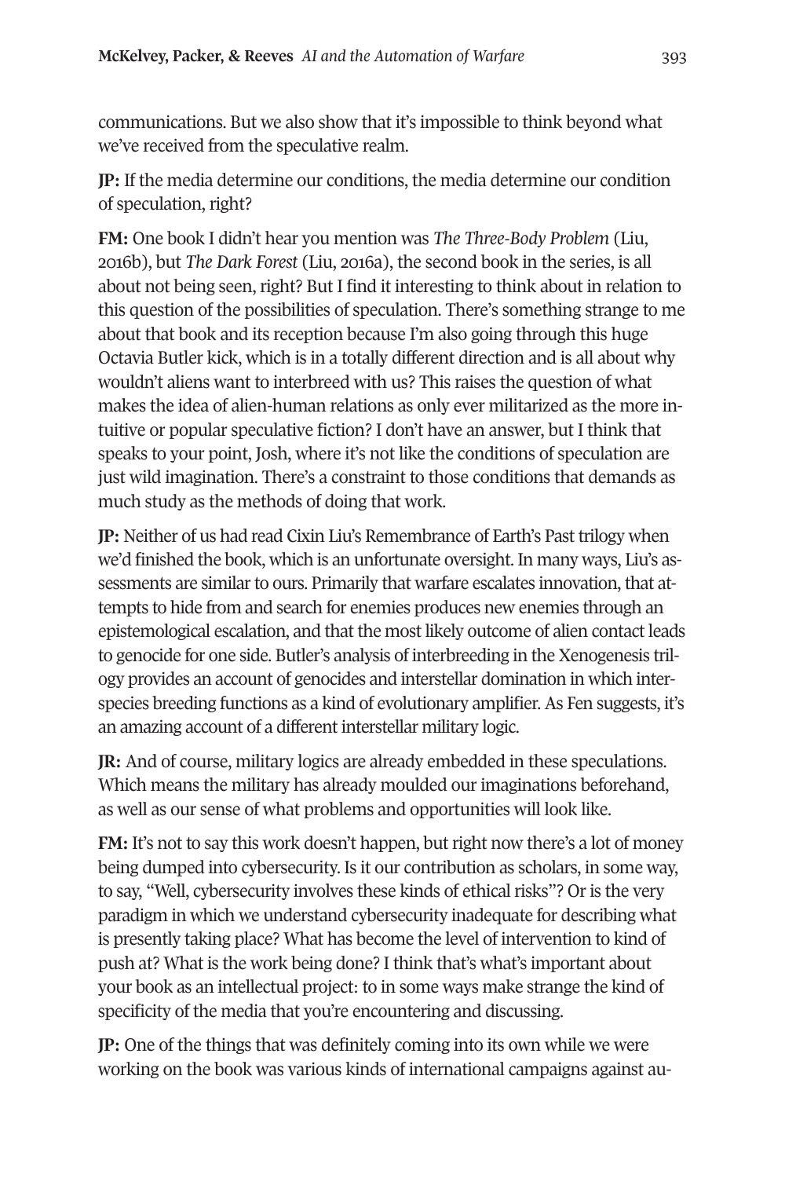communications. But we also show that it's impossible to think beyond what we've received from the speculative realm.

**JP:** If the media determine our conditions, the media determine our condition of speculation, right?

**FM:** One book I didn't hear you mention was *The Three-Body Problem* (Liu, 2016b), but *The Dark Forest* (Liu, 2016a), the second book in the series, is all about not being seen, right? But I find it interesting to think about in relation to this question of the possibilities of speculation. There's something strange to me about that book and its reception because I'm also going through this huge Octavia Butler kick, which is in a totally different direction and is all about why wouldn't aliens want to interbreed with us? This raises the question of what makes the idea of alien-human relations as only ever militarized as the more intuitive or popular speculative fiction? I don't have an answer, but I think that speaks to your point, Josh, where it's not like the conditions of speculation are just wild imagination. There's a constraint to those conditions that demands as much study as the methods of doing that work.

**JP:** Neither of us had read Cixin Liu's Remembrance of Earth's Past trilogy when we'd finished the book, which is an unfortunate oversight. In many ways, Liu's assessments are similar to ours. Primarily that warfare escalates innovation, that attempts to hide from and search for enemies produces new enemies through an epistemological escalation, and that the most likely outcome of alien contact leads to genocide for one side. Butler's analysis of interbreeding in the Xenogenesis trilogy provides an account of genocides and interstellar domination in which interspecies breeding functions as a kind of evolutionary amplifier. As Fen suggests, it's an amazing account of a different interstellar military logic.

**JR:** And of course, military logics are already embedded in these speculations. Which means the military has already moulded our imaginations beforehand, as well as our sense of what problems and opportunities will look like.

**FM:** It's not to say this work doesn't happen, but right now there's a lot of money being dumped into cybersecurity. Is it our contribution as scholars, in some way, to say, "Well, cybersecurity involves these kinds of ethical risks"? Or is the very paradigm in which we understand cybersecurity inadequate for describing what is presently taking place? What has become the level of intervention to kind of push at? What is the work being done? I think that's what's important about your book as an intellectual project: to in some ways make strange the kind of specificity of the media that you're encountering and discussing.

**JP:** One of the things that was definitely coming into its own while we were working on the book was various kinds of international campaigns against au-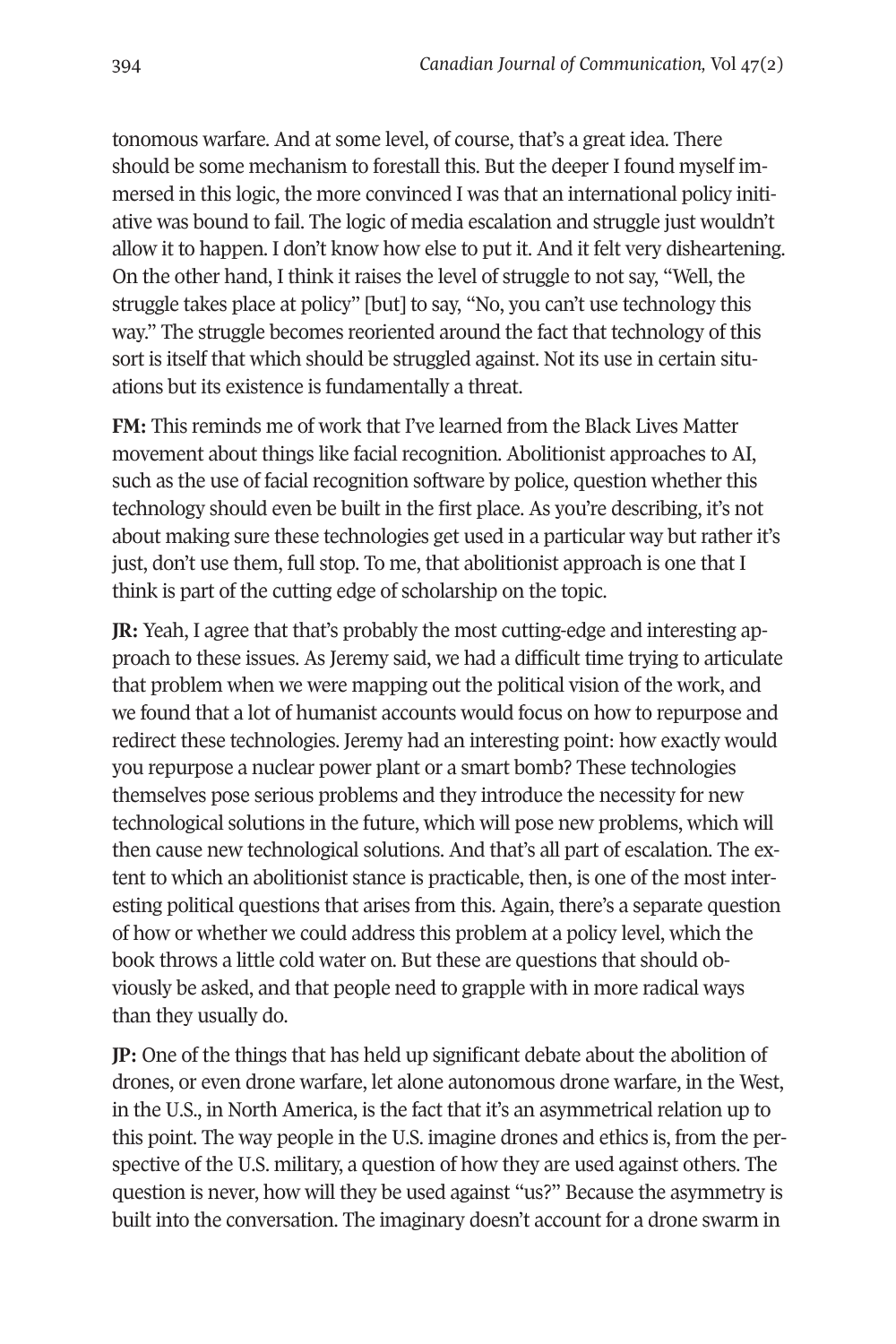tonomous warfare. And at some level, of course, that's a great idea. There should be some mechanism to forestall this. But the deeper I found myself immersed in this logic, the more convinced I was that an international policy initiative was bound to fail. The logic of media escalation and struggle just wouldn't allow it to happen. I don't know how else to put it. And it felt very disheartening. On the other hand, I think it raises the level of struggle to not say, "Well, the struggle takes place at policy" [but] to say, "No, you can't use technology this way." The struggle becomes reoriented around the fact that technology of this sort is itself that which should be struggled against. Not its use in certain situations but its existence is fundamentally a threat.

**FM:** This reminds me of work that I've learned from the Black Lives Matter movement about things like facial recognition. Abolitionist approaches to AI, such as the use of facial recognition software by police, question whether this technology should even be built in the first place. As you're describing, it's not about making sure these technologies get used in a particular way but rather it's just, don't use them, full stop. To me, that abolitionist approach is one that I think is part of the cutting edge of scholarship on the topic.

**JR:** Yeah, I agree that that's probably the most cutting-edge and interesting approach to these issues. As Jeremy said, we had a difficult time trying to articulate that problem when we were mapping out the political vision of the work, and we found that a lot of humanist accounts would focus on how to repurpose and redirect these technologies. Jeremy had an interesting point: how exactly would you repurpose a nuclear power plant or a smart bomb? These technologies themselves pose serious problems and they introduce the necessity for new technological solutions in the future, which will pose new problems, which will then cause new technological solutions. And that's all part of escalation. The extent to which an abolitionist stance is practicable, then, is one of the most interesting political questions that arises from this. Again, there's a separate question of how or whether we could address this problem at a policy level, which the book throws a little cold water on. But these are questions that should obviously be asked, and that people need to grapple with in more radical ways than they usually do.

**JP:** One of the things that has held up significant debate about the abolition of drones, or even drone warfare, let alone autonomous drone warfare, in the West, in the U.S., in North America, is the fact that it's an asymmetrical relation up to this point. The way people in the U.S. imagine drones and ethics is, from the perspective of the U.S. military, a question of how they are used against others. The question is never, how will they be used against "us?" Because the asymmetry is built into the conversation. The imaginary doesn't account for a drone swarm in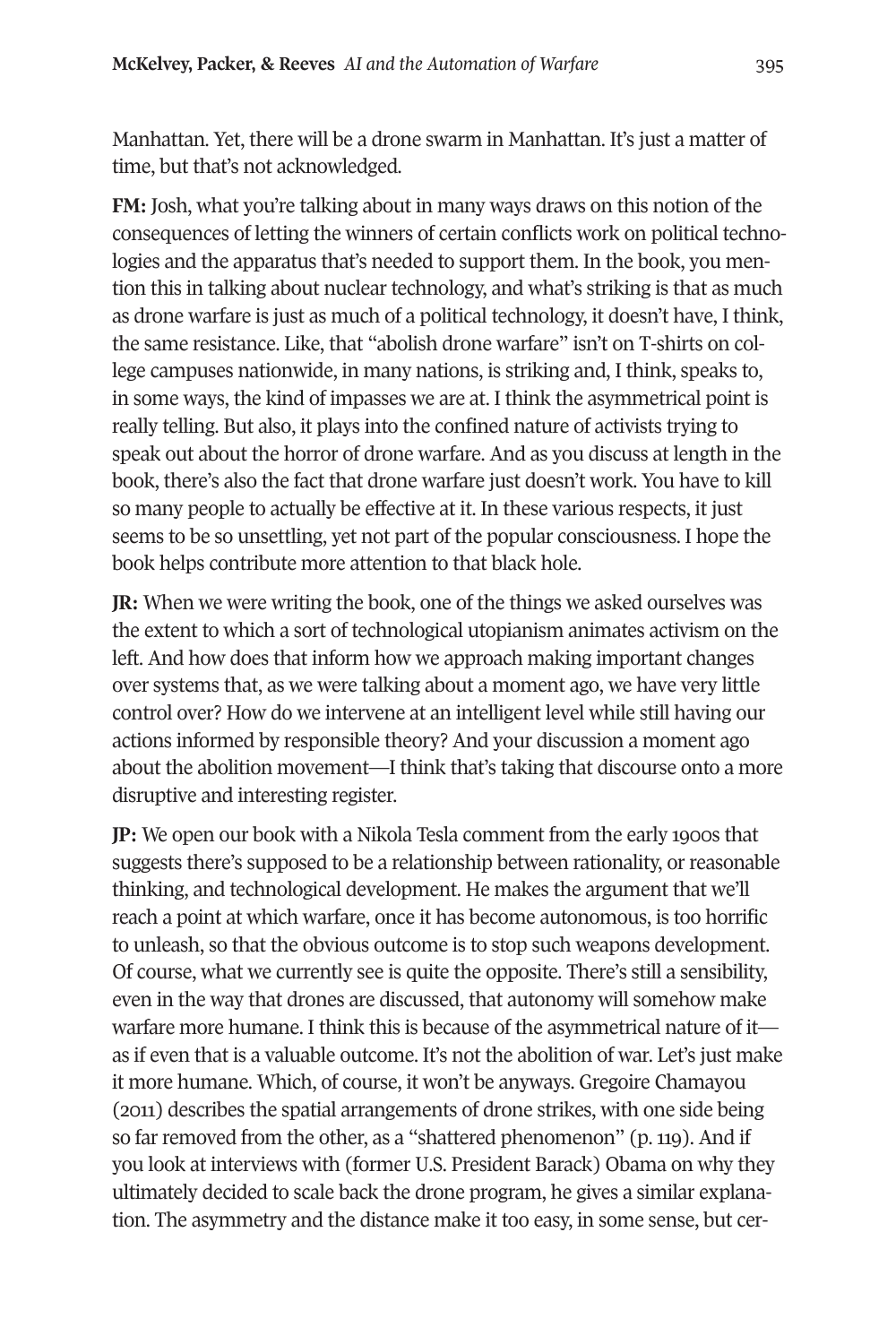Manhattan. Yet, there will be a drone swarm in Manhattan. It's just a matter of time, but that's not acknowledged.

**FM:** Josh, what you're talking about in many ways draws on this notion of the consequences of letting the winners of certain conflicts work on political technologies and the apparatus that's needed to support them. In the book, you mention this in talking about nuclear technology, and what's striking is that as much as drone warfare is just as much of a political technology, it doesn't have, I think, the same resistance. Like, that "abolish drone warfare" isn't on T-shirts on college campuses nationwide, in many nations, is striking and, I think, speaks to, in some ways, the kind of impasses we are at. I think the asymmetrical point is really telling. But also, it plays into the confined nature of activists trying to speak out about the horror of drone warfare. And as you discuss at length in the book, there's also the fact that drone warfare just doesn't work. You have to kill so many people to actually be effective at it. In these various respects, it just seems to be so unsettling, yet not part of the popular consciousness. I hope the book helps contribute more attention to that black hole.

**JR:** When we were writing the book, one of the things we asked ourselves was the extent to which a sort of technological utopianism animates activism on the left. And how does that inform how we approach making important changes over systems that, as we were talking about a moment ago, we have very little control over? How do we intervene at an intelligent level while still having our actions informed by responsible theory? And your discussion a moment ago about the abolition movement—I think that's taking that discourse onto a more disruptive and interesting register.

**JP:** We open our book with a Nikola Tesla comment from the early 1900s that suggests there's supposed to be a relationship between rationality, or reasonable thinking, and technological development. He makes the argument that we'll reach a point at which warfare, once it has become autonomous, is too horrific to unleash, so that the obvious outcome is to stop such weapons development. Of course, what we currently see is quite the opposite. There's still a sensibility, even in the way that drones are discussed, that autonomy will somehow make warfare more humane. I think this is because of the asymmetrical nature of it—as if even that is a valuable outcome. It's not the abolition of war. Let's just make it more humane. Which, of course, it won't be anyways. Gregoire Chamayou (2011) describes the spatial arrangements of drone strikes, with one side being so far removed from the other, as a "shattered phenomenon" (p. 119). And if you look at interviews with (former U.S. President Barack) Obama on why they ultimately decided to scale back the drone program, he gives a similar explanation. The asymmetry and the distance make it too easy, in some sense, but cer-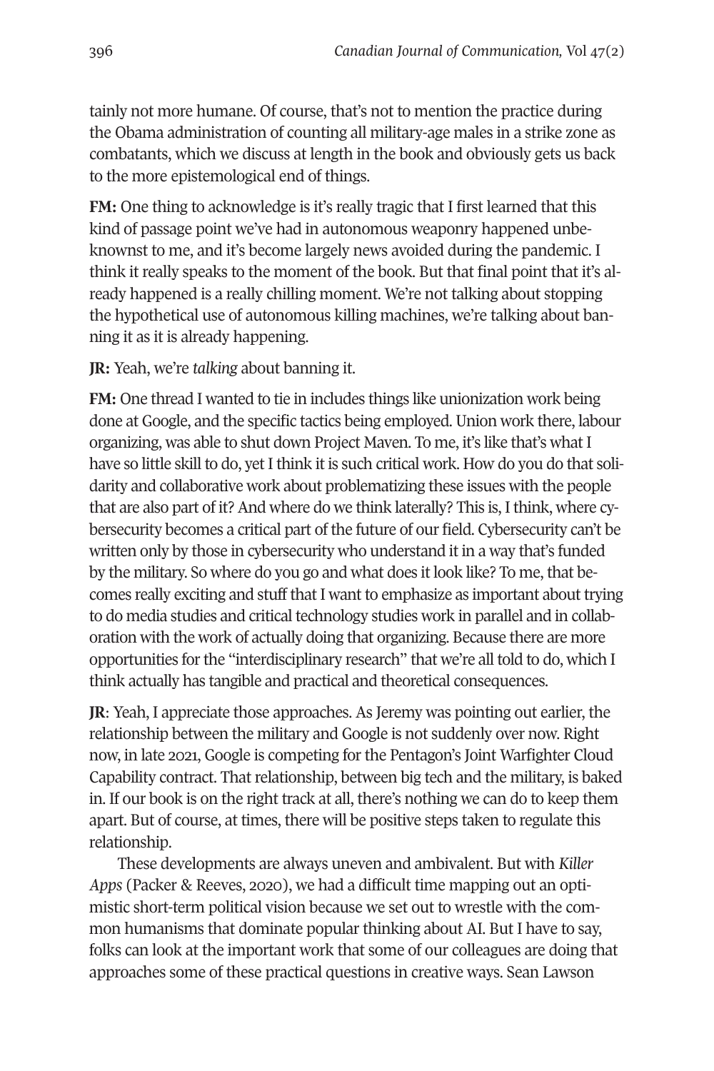tainly not more humane. Of course, that's not to mention the practice during the Obama administration of counting all military-age males in a strike zone as combatants, which we discuss at length in the book and obviously gets us back to the more epistemological end of things.

**FM:** One thing to acknowledge is it's really tragic that I first learned that this kind of passage point we've had in autonomous weaponry happened unbeknownst to me, and it's become largely news avoided during the pandemic. I think it really speaks to the moment of the book. But that final point that it's already happened is a really chilling moment. We're not talking about stopping the hypothetical use of autonomous killing machines, we're talking about banning it as it is already happening.

**JR:** Yeah, we're *talking* about banning it.

**FM:** One thread I wanted to tie in includes things like unionization work being done at Google, and the specific tactics being employed. Union work there, labour organizing, was able to shut down Project Maven. To me, it's like that's what I have so little skill to do, yet I think it is such critical work. How do you do that solidarity and collaborative work about problematizing these issues with the people that are also part of it? And where do we think laterally? This is, I think, where cybersecurity becomes a critical part of the future of our field. Cybersecurity can't be written only by those in cybersecurity who understand it in a way that's funded by the military. So where do you go and what does it look like? To me, that becomes really exciting and stuff that I want to emphasize as important about trying to do media studies and critical technology studies work in parallel and in collaboration with the work of actually doing that organizing. Because there are more opportunities for the "interdisciplinary research" that we're all told to do, which I think actually has tangible and practical and theoretical consequences.

**JR**: Yeah, I appreciate those approaches. As Jeremy was pointing out earlier, the relationship between the military and Google is not suddenly over now. Right now, in late 2021, Google is competing for the Pentagon's Joint Warfighter Cloud Capability contract. That relationship, between big tech and the military, is baked in. If our book is on the right track at all, there's nothing we can do to keep them apart. But of course, at times, there will be positive steps taken to regulate this relationship.

These developments are always uneven and ambivalent. But with *Killer Apps* (Packer & Reeves, 2020), we had a difficult time mapping out an optimistic short-term political vision because we set out to wrestle with the common humanisms that dominate popular thinking about AI. But I have to say, folks can look at the important work that some of our colleagues are doing that approaches some of these practical questions in creative ways. Sean Lawson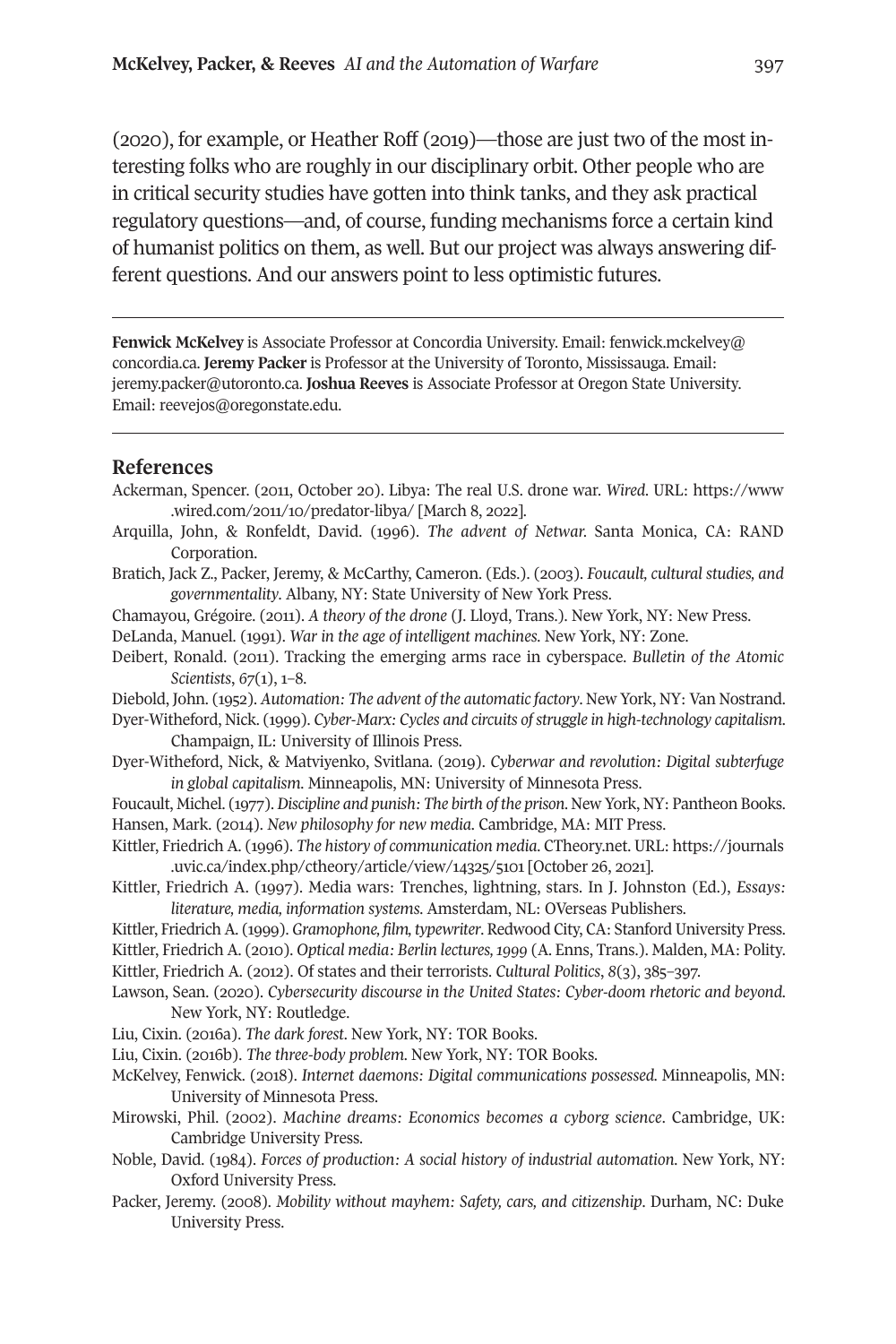(2020), for example, or Heather Roff (2019)—those are just two of the most interesting folks who are roughly in our disciplinary orbit. Other people who are in critical security studies have gotten into think tanks, and they ask practical regulatory questions—and, of course, funding mechanisms force a certain kind of humanist politics on them, as well. But our project was always answering different questions. And our answers point to less optimistic futures.

---

**Fenwick McKelvey** is Associate Professor at Concordia University. Email: fenwick.mckelvey@concordia.ca. **Jeremy Packer** is Professor at the University of Toronto, Mississauga. Email: jeremy.packer@utoronto.ca. **Joshua Reeves** is Associate Professor at Oregon State University. Email: reevejos@oregonstate.edu.

---

## References

Ackerman, Spencer. (2011, October 20). Libya: The real U.S. drone war. *Wired*. URL: https://www.wired.com/2011/10/predator-libya/ [March 8, 2022].

Arquilla, John, & Ronfeldt, David. (1996). *The advent of Netwar*. Santa Monica, CA: RAND Corporation.

Bratich, Jack Z., Packer, Jeremy, & McCarthy, Cameron. (Eds.). (2003). *Foucault, cultural studies, and governmentality*. Albany, NY: State University of New York Press.

Chamayou, Grégoire. (2011). *A theory of the drone* (J. Lloyd, Trans.). New York, NY: New Press.

DeLanda, Manuel. (1991). *War in the age of intelligent machines*. New York, NY: Zone.

Deibert, Ronald. (2011). Tracking the emerging arms race in cyberspace. *Bulletin of the Atomic Scientists*, *67*(1), 1–8.

Diebold, John. (1952). *Automation: The advent of the automatic factory*. New York, NY: Van Nostrand.

Dyer-Witheford, Nick. (1999). *Cyber-Marx: Cycles and circuits of struggle in high-technology capitalism*. Champaign, IL: University of Illinois Press.

Dyer-Witheford, Nick, & Matviyenko, Svitlana. (2019). *Cyberwar and revolution: Digital subterfuge in global capitalism*. Minneapolis, MN: University of Minnesota Press.

Foucault, Michel. (1977). *Discipline and punish: The birth of the prison*. New York, NY: Pantheon Books.

Hansen, Mark. (2014). *New philosophy for new media*. Cambridge, MA: MIT Press.

Kittler, Friedrich A. (1996). *The history of communication media*. CTheory.net. URL: https://journals.uvic.ca/index.php/ctheory/article/view/14325/5101 [October 26, 2021].

Kittler, Friedrich A. (1997). Media wars: Trenches, lightning, stars. In J. Johnston (Ed.), *Essays: literature, media, information systems*. Amsterdam, NL: OVerseas Publishers.

Kittler, Friedrich A. (1999). *Gramophone, film, typewriter*. Redwood City, CA: Stanford University Press.

Kittler, Friedrich A. (2010). *Optical media: Berlin lectures, 1999* (A. Enns, Trans.). Malden, MA: Polity.

Kittler, Friedrich A. (2012). Of states and their terrorists. *Cultural Politics*, *8*(3), 385–397.

Lawson, Sean. (2020). *Cybersecurity discourse in the United States: Cyber-doom rhetoric and beyond*. New York, NY: Routledge.

Liu, Cixin. (2016a). *The dark forest*. New York, NY: TOR Books.

Liu, Cixin. (2016b). *The three-body problem*. New York, NY: TOR Books.

McKelvey, Fenwick. (2018). *Internet daemons: Digital communications possessed*. Minneapolis, MN: University of Minnesota Press.

Mirowski, Phil. (2002). *Machine dreams: Economics becomes a cyborg science*. Cambridge, UK: Cambridge University Press.

Noble, David. (1984). *Forces of production: A social history of industrial automation*. New York, NY: Oxford University Press.

Packer, Jeremy. (2008). *Mobility without mayhem: Safety, cars, and citizenship*. Durham, NC: Duke University Press.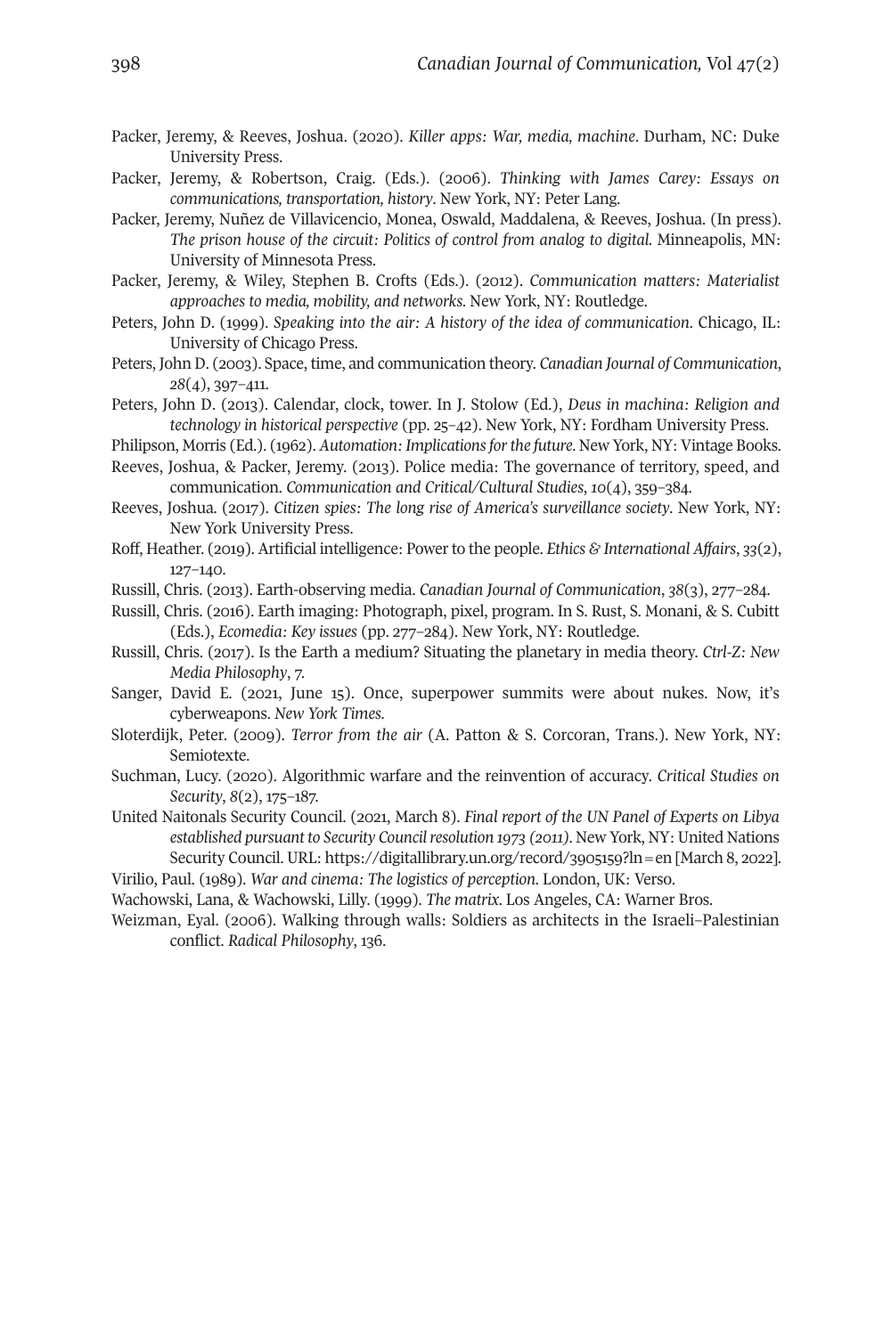Packer, Jeremy, & Reeves, Joshua. (2020). *Killer apps: War, media, machine*. Durham, NC: Duke University Press.

Packer, Jeremy, & Robertson, Craig. (Eds.). (2006). *Thinking with James Carey: Essays on communications, transportation, history*. New York, NY: Peter Lang.

Packer, Jeremy, Nuñez de Villavicencio, Monea, Oswald, Maddalena, & Reeves, Joshua. (In press). *The prison house of the circuit: Politics of control from analog to digital.* Minneapolis, MN: University of Minnesota Press.

Packer, Jeremy, & Wiley, Stephen B. Crofts (Eds.). (2012). *Communication matters: Materialist approaches to media, mobility, and networks.* New York, NY: Routledge.

Peters, John D. (1999). *Speaking into the air: A history of the idea of communication.* Chicago, IL: University of Chicago Press.

Peters, John D. (2003). Space, time, and communication theory. *Canadian Journal of Communication*, *28*(4), 397–411.

Peters, John D. (2013). Calendar, clock, tower. In J. Stolow (Ed.), *Deus in machina: Religion and technology in historical perspective* (pp. 25–42). New York, NY: Fordham University Press.

Philipson, Morris (Ed.). (1962). *Automation: Implications for the future.* New York, NY: Vintage Books.

Reeves, Joshua, & Packer, Jeremy. (2013). Police media: The governance of territory, speed, and communication. *Communication and Critical/Cultural Studies*, *10*(4), 359–384.

Reeves, Joshua. (2017). *Citizen spies: The long rise of America's surveillance society*. New York, NY: New York University Press.

Roff, Heather. (2019). Artificial intelligence: Power to the people. *Ethics & International Affairs*, *33*(2), 127–140.

Russill, Chris. (2013). Earth-observing media. *Canadian Journal of Communication*, *38*(3), 277–284.

Russill, Chris. (2016). Earth imaging: Photograph, pixel, program. In S. Rust, S. Monani, & S. Cubitt (Eds.), *Ecomedia: Key issues* (pp. 277–284). New York, NY: Routledge.

Russill, Chris. (2017). Is the Earth a medium? Situating the planetary in media theory. *Ctrl-Z: New Media Philosophy*, 7.

Sanger, David E. (2021, June 15). Once, superpower summits were about nukes. Now, it's cyberweapons. *New York Times.*

Sloterdijk, Peter. (2009). *Terror from the air* (A. Patton & S. Corcoran, Trans.). New York, NY: Semiotexte.

Suchman, Lucy. (2020). Algorithmic warfare and the reinvention of accuracy. *Critical Studies on Security*, *8*(2), 175–187.

United Naitonals Security Council. (2021, March 8). *Final report of the UN Panel of Experts on Libya established pursuant to Security Council resolution 1973 (2011)*. New York, NY: United Nations Security Council. URL: https://digitallibrary.un.org/record/3905159?ln=en [March 8, 2022].

Virilio, Paul. (1989). *War and cinema: The logistics of perception.* London, UK: Verso.

Wachowski, Lana, & Wachowski, Lilly. (1999). *The matrix*. Los Angeles, CA: Warner Bros.

Weizman, Eyal. (2006). Walking through walls: Soldiers as architects in the Israeli–Palestinian conflict. *Radical Philosophy*, 136.